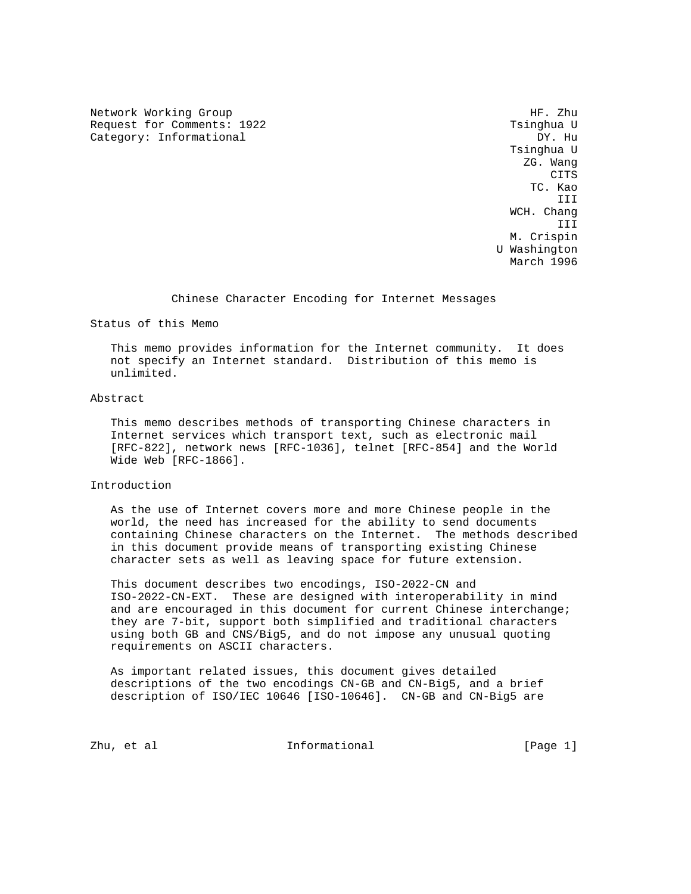Network Working Group                                          HF. Zhu
Request for Comments: 1922                                  Tsinghua U
Category: Informational                                         DY. Hu
                                                            Tsinghua U
                                                              ZG. Wang
                                                                  CITS
                                                               TC. Kao
                                                                   III
                                                           WCH. Chang
                                                                   III
                                                            M. Crispin
                                                          U Washington
                                                            March 1996

# Chinese Character Encoding for Internet Messages

## Status of this Memo

This memo provides information for the Internet community. It does not specify an Internet standard. Distribution of this memo is unlimited.

## Abstract

This memo describes methods of transporting Chinese characters in Internet services which transport text, such as electronic mail [RFC-822], network news [RFC-1036], telnet [RFC-854] and the World Wide Web [RFC-1866].

## Introduction

As the use of Internet covers more and more Chinese people in the world, the need has increased for the ability to send documents containing Chinese characters on the Internet. The methods described in this document provide means of transporting existing Chinese character sets as well as leaving space for future extension.

This document describes two encodings, ISO-2022-CN and ISO-2022-CN-EXT. These are designed with interoperability in mind and are encouraged in this document for current Chinese interchange; they are 7-bit, support both simplified and traditional characters using both GB and CNS/Big5, and do not impose any unusual quoting requirements on ASCII characters.

As important related issues, this document gives detailed descriptions of the two encodings CN-GB and CN-Big5, and a brief description of ISO/IEC 10646 [ISO-10646]. CN-GB and CN-Big5 are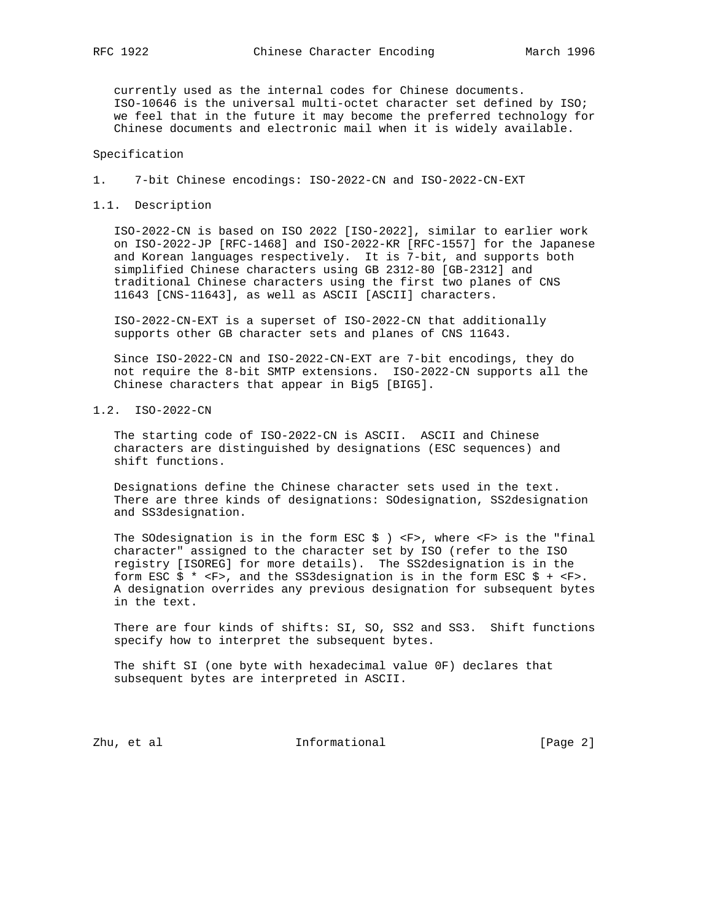currently used as the internal codes for Chinese documents. ISO-10646 is the universal multi-octet character set defined by ISO; we feel that in the future it may become the preferred technology for Chinese documents and electronic mail when it is widely available.

## Specification

## 1. 7-bit Chinese encodings: ISO-2022-CN and ISO-2022-CN-EXT

### 1.1. Description

ISO-2022-CN is based on ISO 2022 [ISO-2022], similar to earlier work on ISO-2022-JP [RFC-1468] and ISO-2022-KR [RFC-1557] for the Japanese and Korean languages respectively. It is 7-bit, and supports both simplified Chinese characters using GB 2312-80 [GB-2312] and traditional Chinese characters using the first two planes of CNS 11643 [CNS-11643], as well as ASCII [ASCII] characters.

ISO-2022-CN-EXT is a superset of ISO-2022-CN that additionally supports other GB character sets and planes of CNS 11643.

Since ISO-2022-CN and ISO-2022-CN-EXT are 7-bit encodings, they do not require the 8-bit SMTP extensions. ISO-2022-CN supports all the Chinese characters that appear in Big5 [BIG5].

### 1.2. ISO-2022-CN

The starting code of ISO-2022-CN is ASCII. ASCII and Chinese characters are distinguished by designations (ESC sequences) and shift functions.

Designations define the Chinese character sets used in the text. There are three kinds of designations: SOdesignation, SS2designation and SS3designation.

The SOdesignation is in the form ESC $ ) <F>, where <F> is the "final character" assigned to the character set by ISO (refer to the ISO registry [ISOREG] for more details). The SS2designation is in the form ESC $ * <F>, and the SS3designation is in the form ESC $ + <F>. A designation overrides any previous designation for subsequent bytes in the text.

There are four kinds of shifts: SI, SO, SS2 and SS3. Shift functions specify how to interpret the subsequent bytes.

The shift SI (one byte with hexadecimal value 0F) declares that subsequent bytes are interpreted in ASCII.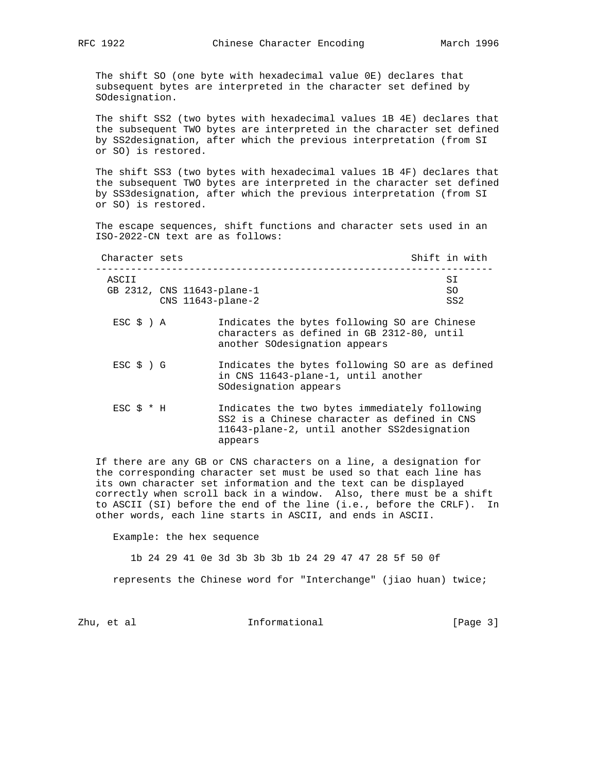The shift SO (one byte with hexadecimal value 0E) declares that subsequent bytes are interpreted in the character set defined by SOdesignation.

The shift SS2 (two bytes with hexadecimal values 1B 4E) declares that the subsequent TWO bytes are interpreted in the character set defined by SS2designation, after which the previous interpretation (from SI or SO) is restored.

The shift SS3 (two bytes with hexadecimal values 1B 4F) declares that the subsequent TWO bytes are interpreted in the character set defined by SS3designation, after which the previous interpretation (from SI or SO) is restored.

The escape sequences, shift functions and character sets used in an ISO-2022-CN text are as follows:

| Character sets | Shift in with |
|---|---|
| ASCII | SI |
| GB 2312, CNS 11643-plane-1 | SO |
| CNS 11643-plane-2 | SS2 |

| | |
|---|---|
| ESC $ ) A | Indicates the bytes following SO are Chinese characters as defined in GB 2312-80, until another SOdesignation appears |
| ESC $ ) G | Indicates the bytes following SO are as defined in CNS 11643-plane-1, until another SOdesignation appears |
| ESC $ * H | Indicates the two bytes immediately following SS2 is a Chinese character as defined in CNS 11643-plane-2, until another SS2designation appears |

If there are any GB or CNS characters on a line, a designation for the corresponding character set must be used so that each line has its own character set information and the text can be displayed correctly when scroll back in a window. Also, there must be a shift to ASCII (SI) before the end of the line (i.e., before the CRLF). In other words, each line starts in ASCII, and ends in ASCII.

Example: the hex sequence

```
1b 24 29 41 0e 3d 3b 3b 3b 1b 24 29 47 47 28 5f 50 0f
```

represents the Chinese word for "Interchange" (jiao huan) twice;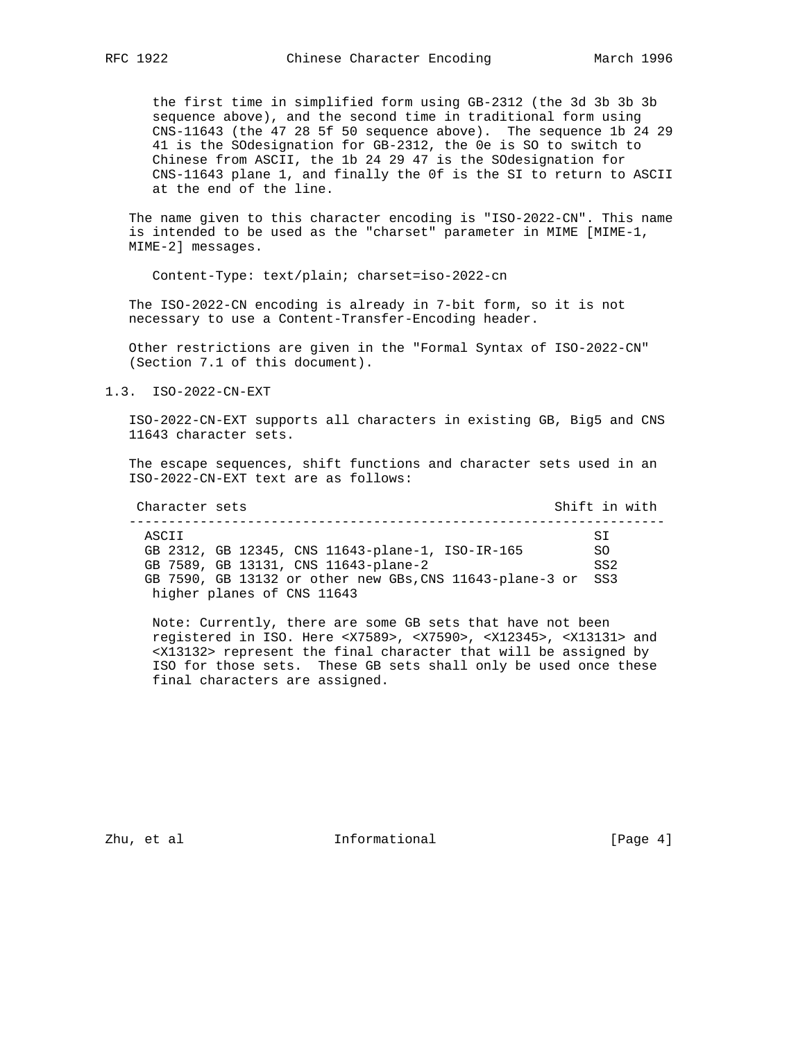the first time in simplified form using GB-2312 (the 3d 3b 3b 3b sequence above), and the second time in traditional form using CNS-11643 (the 47 28 5f 50 sequence above). The sequence 1b 24 29 41 is the SOdesignation for GB-2312, the 0e is SO to switch to Chinese from ASCII, the 1b 24 29 47 is the SOdesignation for CNS-11643 plane 1, and finally the 0f is the SI to return to ASCII at the end of the line.

The name given to this character encoding is "ISO-2022-CN". This name is intended to be used as the "charset" parameter in MIME [MIME-1, MIME-2] messages.

```
Content-Type: text/plain; charset=iso-2022-cn
```

The ISO-2022-CN encoding is already in 7-bit form, so it is not necessary to use a Content-Transfer-Encoding header.

Other restrictions are given in the "Formal Syntax of ISO-2022-CN" (Section 7.1 of this document).

## 1.3. ISO-2022-CN-EXT

ISO-2022-CN-EXT supports all characters in existing GB, Big5 and CNS 11643 character sets.

The escape sequences, shift functions and character sets used in an ISO-2022-CN-EXT text are as follows:

| Character sets | Shift in with |
| --- | --- |
| ASCII | SI |
| GB 2312, GB 12345, CNS 11643-plane-1, ISO-IR-165 | SO |
| GB 7589, GB 13131, CNS 11643-plane-2 | SS2 |
| GB 7590, GB 13132 or other new GBs,CNS 11643-plane-3 or higher planes of CNS 11643 | SS3 |

Note: Currently, there are some GB sets that have not been registered in ISO. Here <X7589>, <X7590>, <X12345>, <X13131> and <X13132> represent the final character that will be assigned by ISO for those sets. These GB sets shall only be used once these final characters are assigned.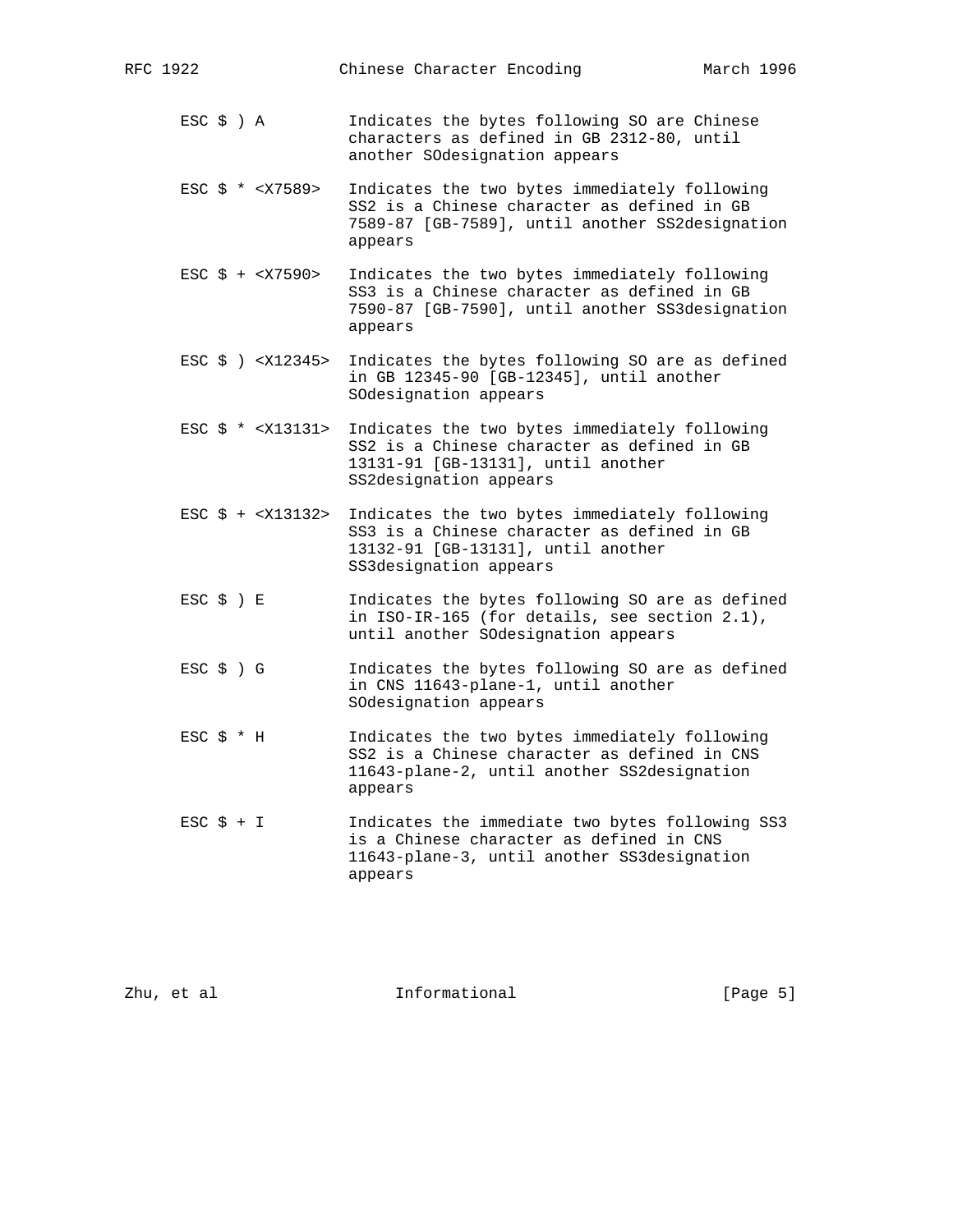```
      ESC $ ) A         Indicates the bytes following SO are Chinese
                        characters as defined in GB 2312-80, until
                        another SOdesignation appears

      ESC $ * <X7589>   Indicates the two bytes immediately following
                        SS2 is a Chinese character as defined in GB
                        7589-87 [GB-7589], until another SS2designation
                        appears

      ESC $ + <X7590>   Indicates the two bytes immediately following
                        SS3 is a Chinese character as defined in GB
                        7590-87 [GB-7590], until another SS3designation
                        appears

      ESC $ ) <X12345>  Indicates the bytes following SO are as defined
                        in GB 12345-90 [GB-12345], until another
                        SOdesignation appears

      ESC $ * <X13131>  Indicates the two bytes immediately following
                        SS2 is a Chinese character as defined in GB
                        13131-91 [GB-13131], until another
                        SS2designation appears

      ESC $ + <X13132>  Indicates the two bytes immediately following
                        SS3 is a Chinese character as defined in GB
                        13132-91 [GB-13131], until another
                        SS3designation appears

      ESC $ ) E         Indicates the bytes following SO are as defined
                        in ISO-IR-165 (for details, see section 2.1),
                        until another SOdesignation appears

      ESC $ ) G         Indicates the bytes following SO are as defined
                        in CNS 11643-plane-1, until another
                        SOdesignation appears

      ESC $ * H         Indicates the two bytes immediately following
                        SS2 is a Chinese character as defined in CNS
                        11643-plane-2, until another SS2designation
                        appears

      ESC $ + I         Indicates the immediate two bytes following SS3
                        is a Chinese character as defined in CNS
                        11643-plane-3, until another SS3designation
                        appears
```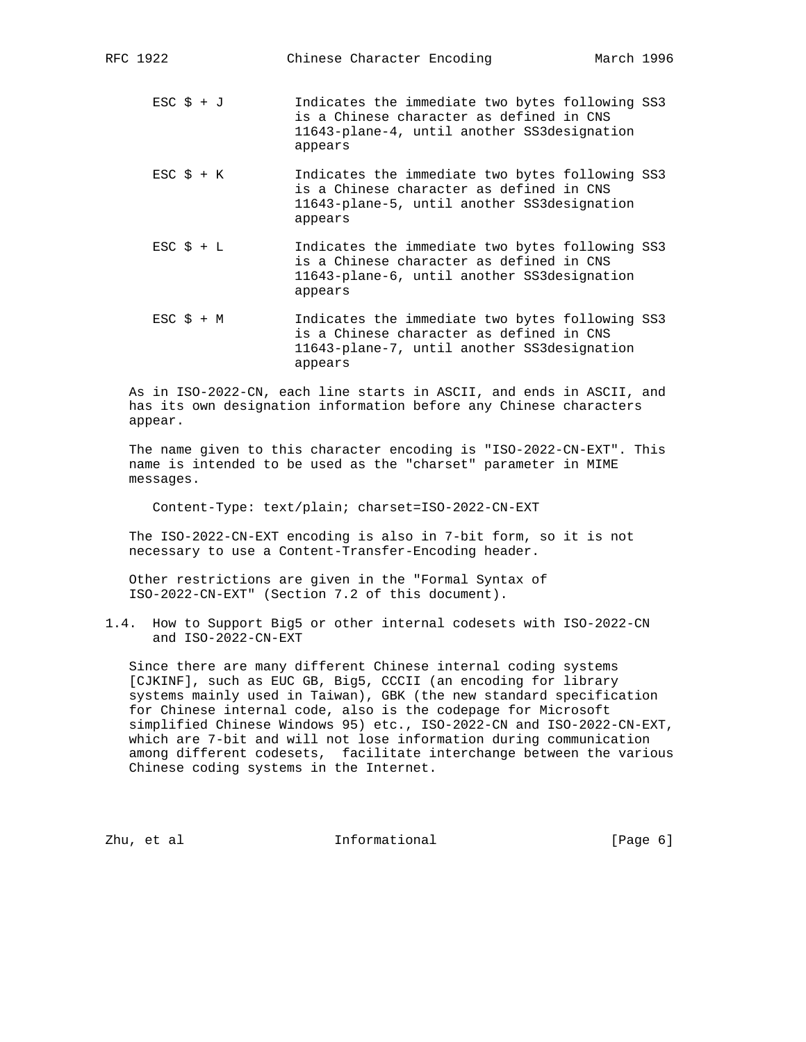ESC $ + J — Indicates the immediate two bytes following SS3 is a Chinese character as defined in CNS 11643-plane-4, until another SS3designation appears

ESC $ + K — Indicates the immediate two bytes following SS3 is a Chinese character as defined in CNS 11643-plane-5, until another SS3designation appears

ESC $ + L — Indicates the immediate two bytes following SS3 is a Chinese character as defined in CNS 11643-plane-6, until another SS3designation appears

ESC $ + M — Indicates the immediate two bytes following SS3 is a Chinese character as defined in CNS 11643-plane-7, until another SS3designation appears

As in ISO-2022-CN, each line starts in ASCII, and ends in ASCII, and has its own designation information before any Chinese characters appear.

The name given to this character encoding is "ISO-2022-CN-EXT". This name is intended to be used as the "charset" parameter in MIME messages.

```
Content-Type: text/plain; charset=ISO-2022-CN-EXT
```

The ISO-2022-CN-EXT encoding is also in 7-bit form, so it is not necessary to use a Content-Transfer-Encoding header.

Other restrictions are given in the "Formal Syntax of ISO-2022-CN-EXT" (Section 7.2 of this document).

## 1.4. How to Support Big5 or other internal codesets with ISO-2022-CN and ISO-2022-CN-EXT

Since there are many different Chinese internal coding systems [CJKINF], such as EUC GB, Big5, CCCII (an encoding for library systems mainly used in Taiwan), GBK (the new standard specification for Chinese internal code, also is the codepage for Microsoft simplified Chinese Windows 95) etc., ISO-2022-CN and ISO-2022-CN-EXT, which are 7-bit and will not lose information during communication among different codesets, facilitate interchange between the various Chinese coding systems in the Internet.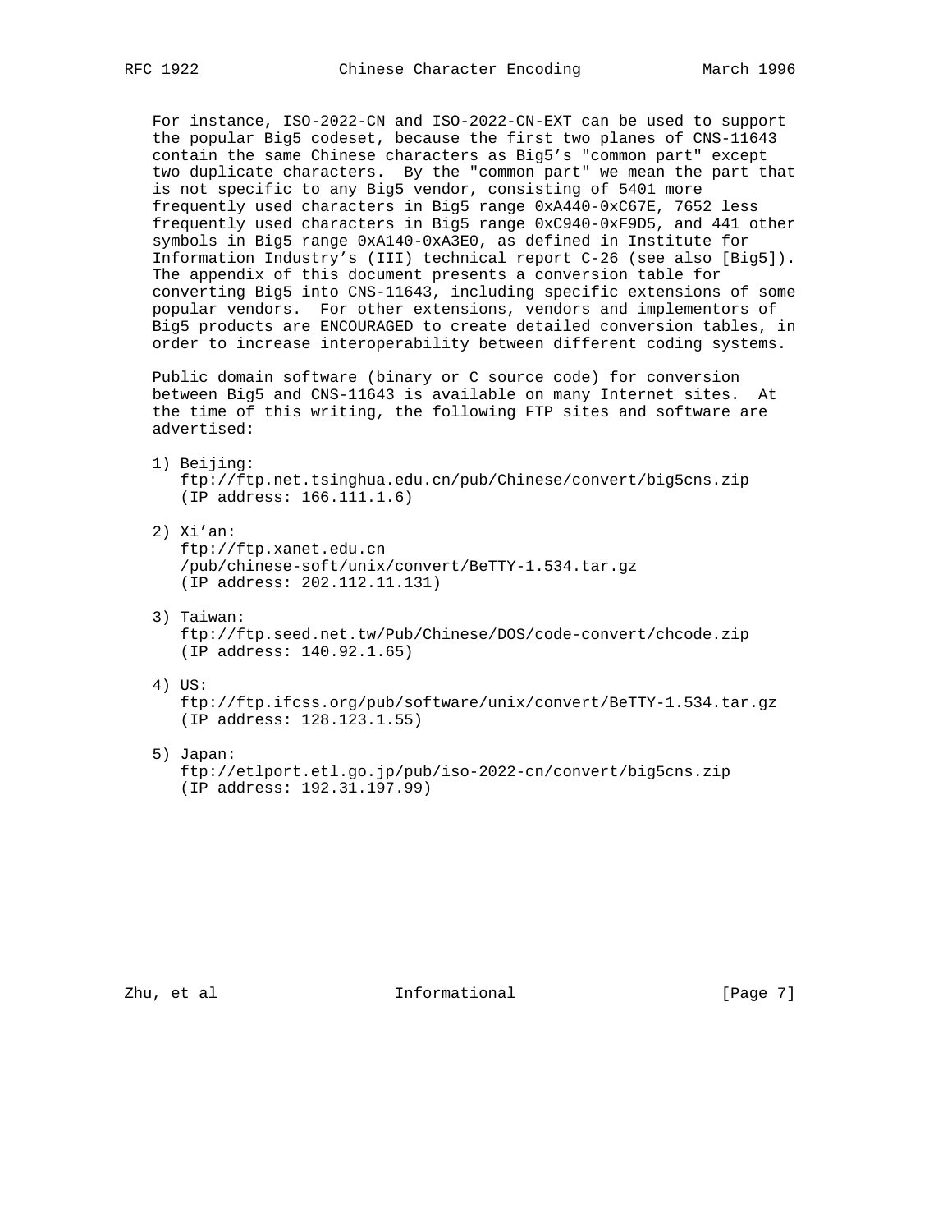For instance, ISO-2022-CN and ISO-2022-CN-EXT can be used to support the popular Big5 codeset, because the first two planes of CNS-11643 contain the same Chinese characters as Big5's "common part" except two duplicate characters. By the "common part" we mean the part that is not specific to any Big5 vendor, consisting of 5401 more frequently used characters in Big5 range 0xA440-0xC67E, 7652 less frequently used characters in Big5 range 0xC940-0xF9D5, and 441 other symbols in Big5 range 0xA140-0xA3E0, as defined in Institute for Information Industry's (III) technical report C-26 (see also [Big5]). The appendix of this document presents a conversion table for converting Big5 into CNS-11643, including specific extensions of some popular vendors. For other extensions, vendors and implementors of Big5 products are ENCOURAGED to create detailed conversion tables, in order to increase interoperability between different coding systems.

Public domain software (binary or C source code) for conversion between Big5 and CNS-11643 is available on many Internet sites. At the time of this writing, the following FTP sites and software are advertised:

1) Beijing:
   ftp://ftp.net.tsinghua.edu.cn/pub/Chinese/convert/big5cns.zip
   (IP address: 166.111.1.6)

2) Xi'an:
   ftp://ftp.xanet.edu.cn
   /pub/chinese-soft/unix/convert/BeTTY-1.534.tar.gz
   (IP address: 202.112.11.131)

3) Taiwan:
   ftp://ftp.seed.net.tw/Pub/Chinese/DOS/code-convert/chcode.zip
   (IP address: 140.92.1.65)

4) US:
   ftp://ftp.ifcss.org/pub/software/unix/convert/BeTTY-1.534.tar.gz
   (IP address: 128.123.1.55)

5) Japan:
   ftp://etlport.etl.go.jp/pub/iso-2022-cn/convert/big5cns.zip
   (IP address: 192.31.197.99)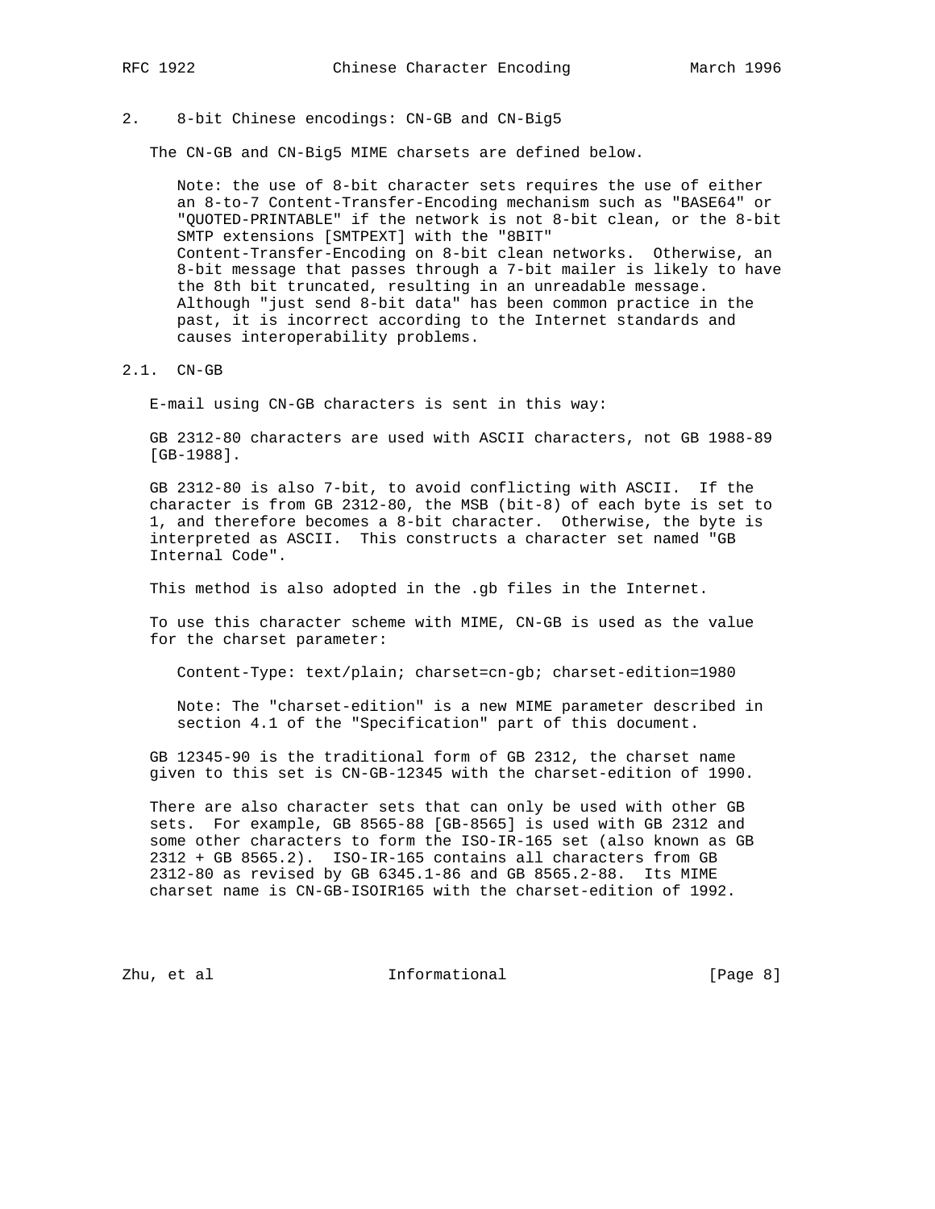## 2. 8-bit Chinese encodings: CN-GB and CN-Big5

The CN-GB and CN-Big5 MIME charsets are defined below.

> Note: the use of 8-bit character sets requires the use of either an 8-to-7 Content-Transfer-Encoding mechanism such as "BASE64" or "QUOTED-PRINTABLE" if the network is not 8-bit clean, or the 8-bit SMTP extensions [SMTPEXT] with the "8BIT" Content-Transfer-Encoding on 8-bit clean networks. Otherwise, an 8-bit message that passes through a 7-bit mailer is likely to have the 8th bit truncated, resulting in an unreadable message. Although "just send 8-bit data" has been common practice in the past, it is incorrect according to the Internet standards and causes interoperability problems.

### 2.1. CN-GB

E-mail using CN-GB characters is sent in this way:

GB 2312-80 characters are used with ASCII characters, not GB 1988-89 [GB-1988].

GB 2312-80 is also 7-bit, to avoid conflicting with ASCII. If the character is from GB 2312-80, the MSB (bit-8) of each byte is set to 1, and therefore becomes a 8-bit character. Otherwise, the byte is interpreted as ASCII. This constructs a character set named "GB Internal Code".

This method is also adopted in the .gb files in the Internet.

To use this character scheme with MIME, CN-GB is used as the value for the charset parameter:

```
Content-Type: text/plain; charset=cn-gb; charset-edition=1980
```

> Note: The "charset-edition" is a new MIME parameter described in section 4.1 of the "Specification" part of this document.

GB 12345-90 is the traditional form of GB 2312, the charset name given to this set is CN-GB-12345 with the charset-edition of 1990.

There are also character sets that can only be used with other GB sets. For example, GB 8565-88 [GB-8565] is used with GB 2312 and some other characters to form the ISO-IR-165 set (also known as GB 2312 + GB 8565.2). ISO-IR-165 contains all characters from GB 2312-80 as revised by GB 6345.1-86 and GB 8565.2-88. Its MIME charset name is CN-GB-ISOIR165 with the charset-edition of 1992.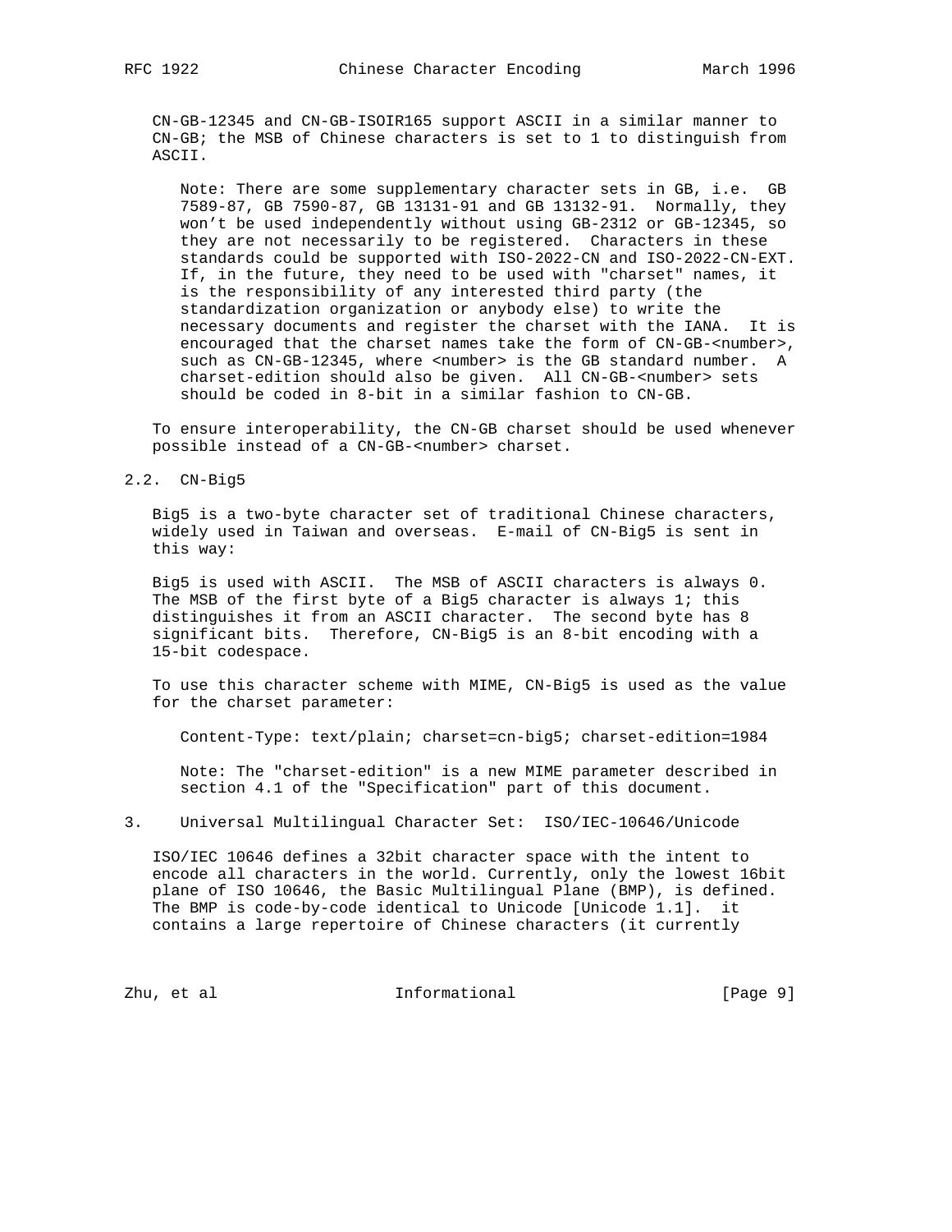CN-GB-12345 and CN-GB-ISOIR165 support ASCII in a similar manner to CN-GB; the MSB of Chinese characters is set to 1 to distinguish from ASCII.

> Note: There are some supplementary character sets in GB, i.e. GB 7589-87, GB 7590-87, GB 13131-91 and GB 13132-91. Normally, they won't be used independently without using GB-2312 or GB-12345, so they are not necessarily to be registered. Characters in these standards could be supported with ISO-2022-CN and ISO-2022-CN-EXT. If, in the future, they need to be used with "charset" names, it is the responsibility of any interested third party (the standardization organization or anybody else) to write the necessary documents and register the charset with the IANA. It is encouraged that the charset names take the form of CN-GB-<number>, such as CN-GB-12345, where <number> is the GB standard number. A charset-edition should also be given. All CN-GB-<number> sets should be coded in 8-bit in a similar fashion to CN-GB.

To ensure interoperability, the CN-GB charset should be used whenever possible instead of a CN-GB-<number> charset.

## 2.2. CN-Big5

Big5 is a two-byte character set of traditional Chinese characters, widely used in Taiwan and overseas. E-mail of CN-Big5 is sent in this way:

Big5 is used with ASCII. The MSB of ASCII characters is always 0. The MSB of the first byte of a Big5 character is always 1; this distinguishes it from an ASCII character. The second byte has 8 significant bits. Therefore, CN-Big5 is an 8-bit encoding with a 15-bit codespace.

To use this character scheme with MIME, CN-Big5 is used as the value for the charset parameter:

```
Content-Type: text/plain; charset=cn-big5; charset-edition=1984
```

> Note: The "charset-edition" is a new MIME parameter described in section 4.1 of the "Specification" part of this document.

# 3. Universal Multilingual Character Set: ISO/IEC-10646/Unicode

ISO/IEC 10646 defines a 32bit character space with the intent to encode all characters in the world. Currently, only the lowest 16bit plane of ISO 10646, the Basic Multilingual Plane (BMP), is defined. The BMP is code-by-code identical to Unicode [Unicode 1.1]. it contains a large repertoire of Chinese characters (it currently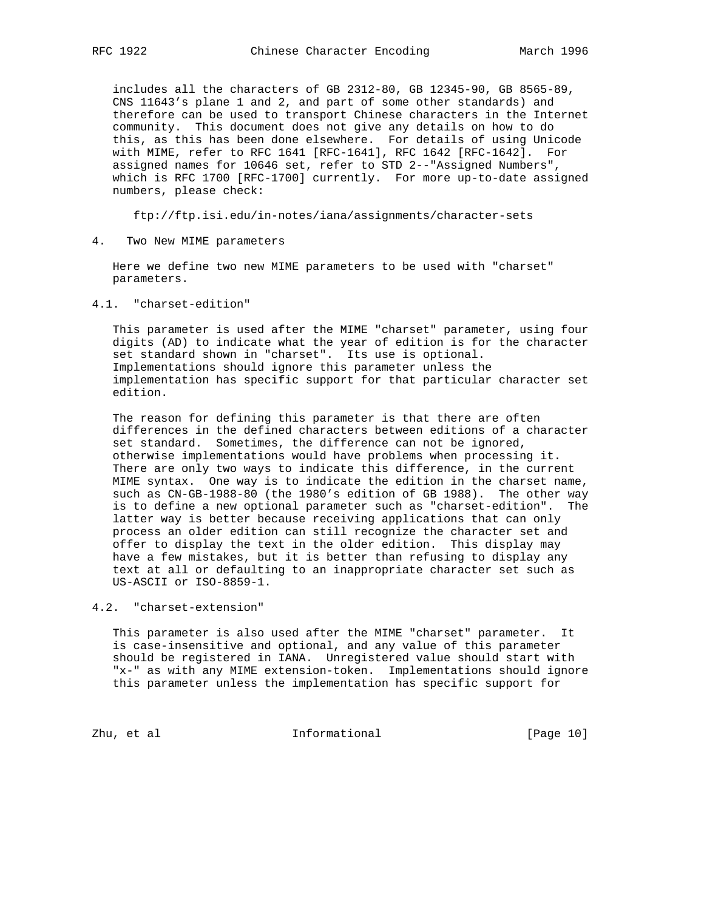includes all the characters of GB 2312-80, GB 12345-90, GB 8565-89, CNS 11643's plane 1 and 2, and part of some other standards) and therefore can be used to transport Chinese characters in the Internet community. This document does not give any details on how to do this, as this has been done elsewhere. For details of using Unicode with MIME, refer to RFC 1641 [RFC-1641], RFC 1642 [RFC-1642]. For assigned names for 10646 set, refer to STD 2--"Assigned Numbers", which is RFC 1700 [RFC-1700] currently. For more up-to-date assigned numbers, please check:

ftp://ftp.isi.edu/in-notes/iana/assignments/character-sets

## 4. Two New MIME parameters

Here we define two new MIME parameters to be used with "charset" parameters.

### 4.1. "charset-edition"

This parameter is used after the MIME "charset" parameter, using four digits (AD) to indicate what the year of edition is for the character set standard shown in "charset". Its use is optional. Implementations should ignore this parameter unless the implementation has specific support for that particular character set edition.

The reason for defining this parameter is that there are often differences in the defined characters between editions of a character set standard. Sometimes, the difference can not be ignored, otherwise implementations would have problems when processing it. There are only two ways to indicate this difference, in the current MIME syntax. One way is to indicate the edition in the charset name, such as CN-GB-1988-80 (the 1980's edition of GB 1988). The other way is to define a new optional parameter such as "charset-edition". The latter way is better because receiving applications that can only process an older edition can still recognize the character set and offer to display the text in the older edition. This display may have a few mistakes, but it is better than refusing to display any text at all or defaulting to an inappropriate character set such as US-ASCII or ISO-8859-1.

### 4.2. "charset-extension"

This parameter is also used after the MIME "charset" parameter. It is case-insensitive and optional, and any value of this parameter should be registered in IANA. Unregistered value should start with "x-" as with any MIME extension-token. Implementations should ignore this parameter unless the implementation has specific support for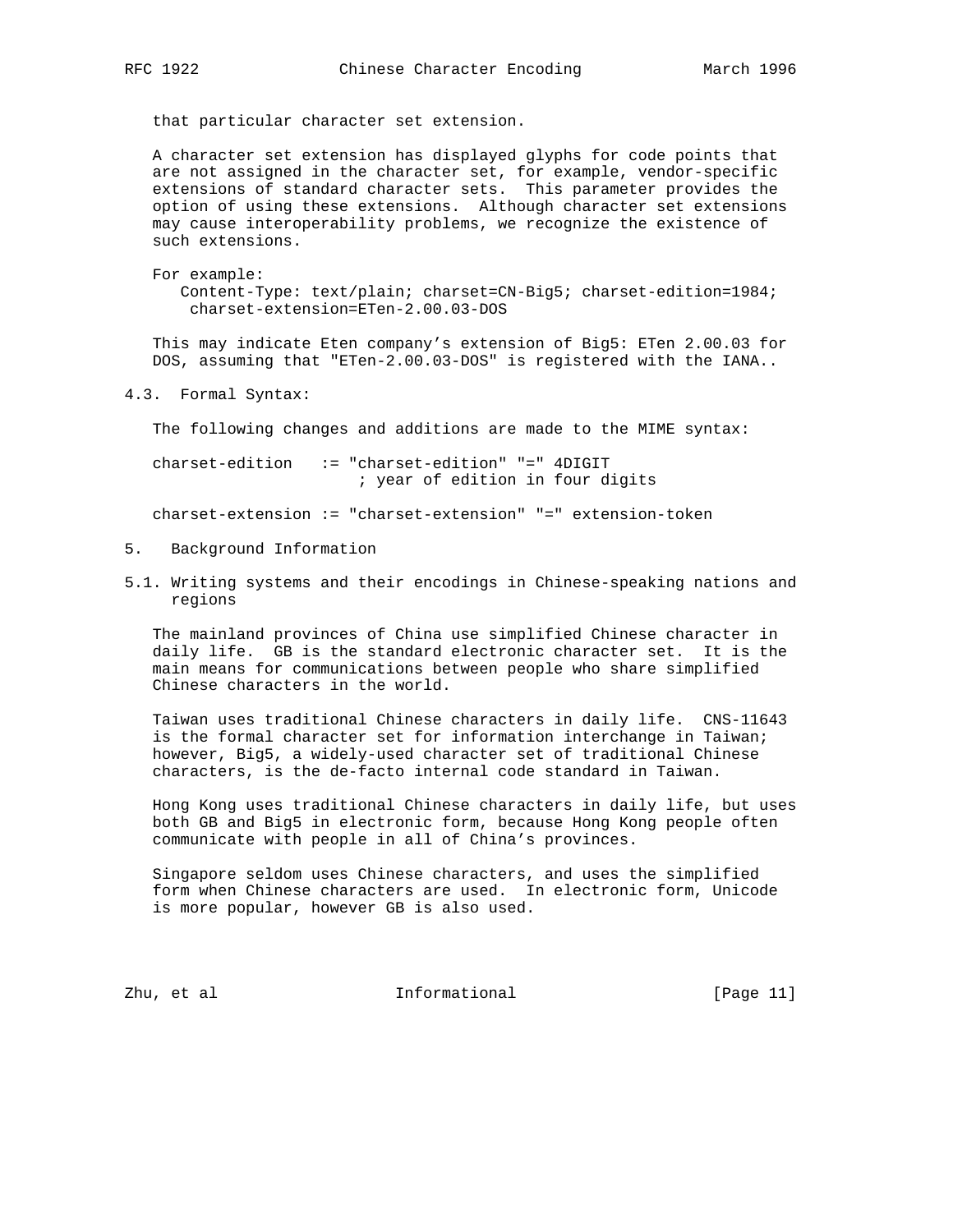that particular character set extension.

A character set extension has displayed glyphs for code points that are not assigned in the character set, for example, vendor-specific extensions of standard character sets. This parameter provides the option of using these extensions. Although character set extensions may cause interoperability problems, we recognize the existence of such extensions.

For example:

```
   Content-Type: text/plain; charset=CN-Big5; charset-edition=1984;
    charset-extension=ETen-2.00.03-DOS
```

This may indicate Eten company's extension of Big5: ETen 2.00.03 for DOS, assuming that "ETen-2.00.03-DOS" is registered with the IANA..

### 4.3. Formal Syntax:

The following changes and additions are made to the MIME syntax:

```
charset-edition   := "charset-edition" "=" 4DIGIT
                      ; year of edition in four digits

charset-extension := "charset-extension" "=" extension-token
```

## 5. Background Information

### 5.1. Writing systems and their encodings in Chinese-speaking nations and regions

The mainland provinces of China use simplified Chinese character in daily life. GB is the standard electronic character set. It is the main means for communications between people who share simplified Chinese characters in the world.

Taiwan uses traditional Chinese characters in daily life. CNS-11643 is the formal character set for information interchange in Taiwan; however, Big5, a widely-used character set of traditional Chinese characters, is the de-facto internal code standard in Taiwan.

Hong Kong uses traditional Chinese characters in daily life, but uses both GB and Big5 in electronic form, because Hong Kong people often communicate with people in all of China's provinces.

Singapore seldom uses Chinese characters, and uses the simplified form when Chinese characters are used. In electronic form, Unicode is more popular, however GB is also used.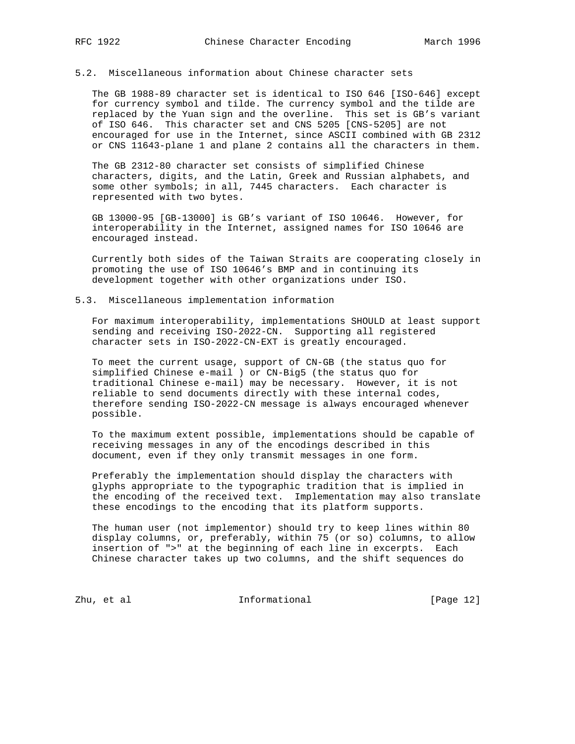## 5.2. Miscellaneous information about Chinese character sets

The GB 1988-89 character set is identical to ISO 646 [ISO-646] except for currency symbol and tilde. The currency symbol and the tilde are replaced by the Yuan sign and the overline. This set is GB's variant of ISO 646. This character set and CNS 5205 [CNS-5205] are not encouraged for use in the Internet, since ASCII combined with GB 2312 or CNS 11643-plane 1 and plane 2 contains all the characters in them.

The GB 2312-80 character set consists of simplified Chinese characters, digits, and the Latin, Greek and Russian alphabets, and some other symbols; in all, 7445 characters. Each character is represented with two bytes.

GB 13000-95 [GB-13000] is GB's variant of ISO 10646. However, for interoperability in the Internet, assigned names for ISO 10646 are encouraged instead.

Currently both sides of the Taiwan Straits are cooperating closely in promoting the use of ISO 10646's BMP and in continuing its development together with other organizations under ISO.

## 5.3. Miscellaneous implementation information

For maximum interoperability, implementations SHOULD at least support sending and receiving ISO-2022-CN. Supporting all registered character sets in ISO-2022-CN-EXT is greatly encouraged.

To meet the current usage, support of CN-GB (the status quo for simplified Chinese e-mail ) or CN-Big5 (the status quo for traditional Chinese e-mail) may be necessary. However, it is not reliable to send documents directly with these internal codes, therefore sending ISO-2022-CN message is always encouraged whenever possible.

To the maximum extent possible, implementations should be capable of receiving messages in any of the encodings described in this document, even if they only transmit messages in one form.

Preferably the implementation should display the characters with glyphs appropriate to the typographic tradition that is implied in the encoding of the received text. Implementation may also translate these encodings to the encoding that its platform supports.

The human user (not implementor) should try to keep lines within 80 display columns, or, preferably, within 75 (or so) columns, to allow insertion of ">" at the beginning of each line in excerpts. Each Chinese character takes up two columns, and the shift sequences do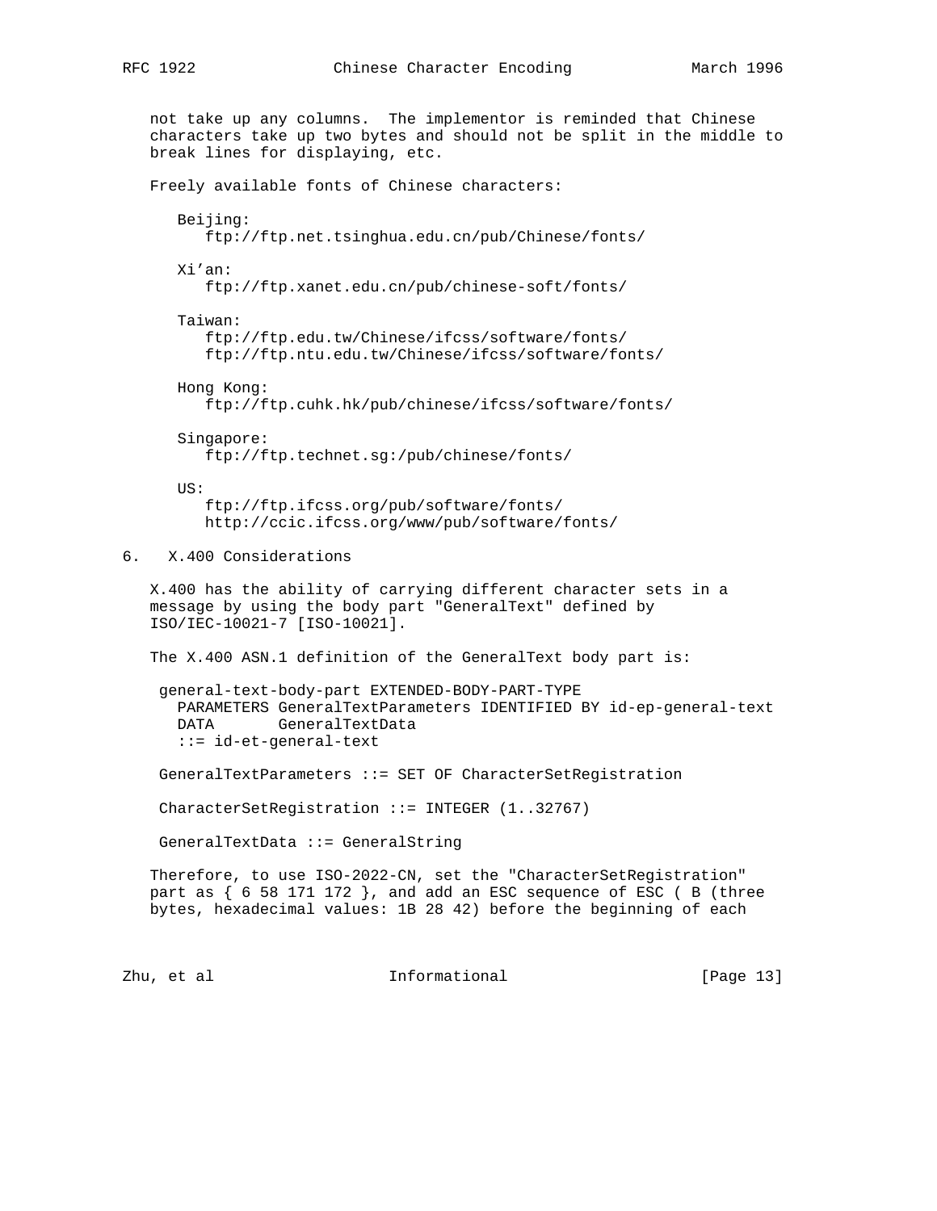not take up any columns. The implementor is reminded that Chinese characters take up two bytes and should not be split in the middle to break lines for displaying, etc.

Freely available fonts of Chinese characters:

Beijing:
ftp://ftp.net.tsinghua.edu.cn/pub/Chinese/fonts/

Xi'an:
ftp://ftp.xanet.edu.cn/pub/chinese-soft/fonts/

Taiwan:
ftp://ftp.edu.tw/Chinese/ifcss/software/fonts/
ftp://ftp.ntu.edu.tw/Chinese/ifcss/software/fonts/

Hong Kong:
ftp://ftp.cuhk.hk/pub/chinese/ifcss/software/fonts/

Singapore:
ftp://ftp.technet.sg:/pub/chinese/fonts/

US:
ftp://ftp.ifcss.org/pub/software/fonts/
http://ccic.ifcss.org/www/pub/software/fonts/

## 6. X.400 Considerations

X.400 has the ability of carrying different character sets in a message by using the body part "GeneralText" defined by ISO/IEC-10021-7 [ISO-10021].

The X.400 ASN.1 definition of the GeneralText body part is:

```
 general-text-body-part EXTENDED-BODY-PART-TYPE
   PARAMETERS GeneralTextParameters IDENTIFIED BY id-ep-general-text
   DATA       GeneralTextData
   ::= id-et-general-text

 GeneralTextParameters ::= SET OF CharacterSetRegistration

 CharacterSetRegistration ::= INTEGER (1..32767)

 GeneralTextData ::= GeneralString
```

Therefore, to use ISO-2022-CN, set the "CharacterSetRegistration" part as { 6 58 171 172 }, and add an ESC sequence of ESC ( B (three bytes, hexadecimal values: 1B 28 42) before the beginning of each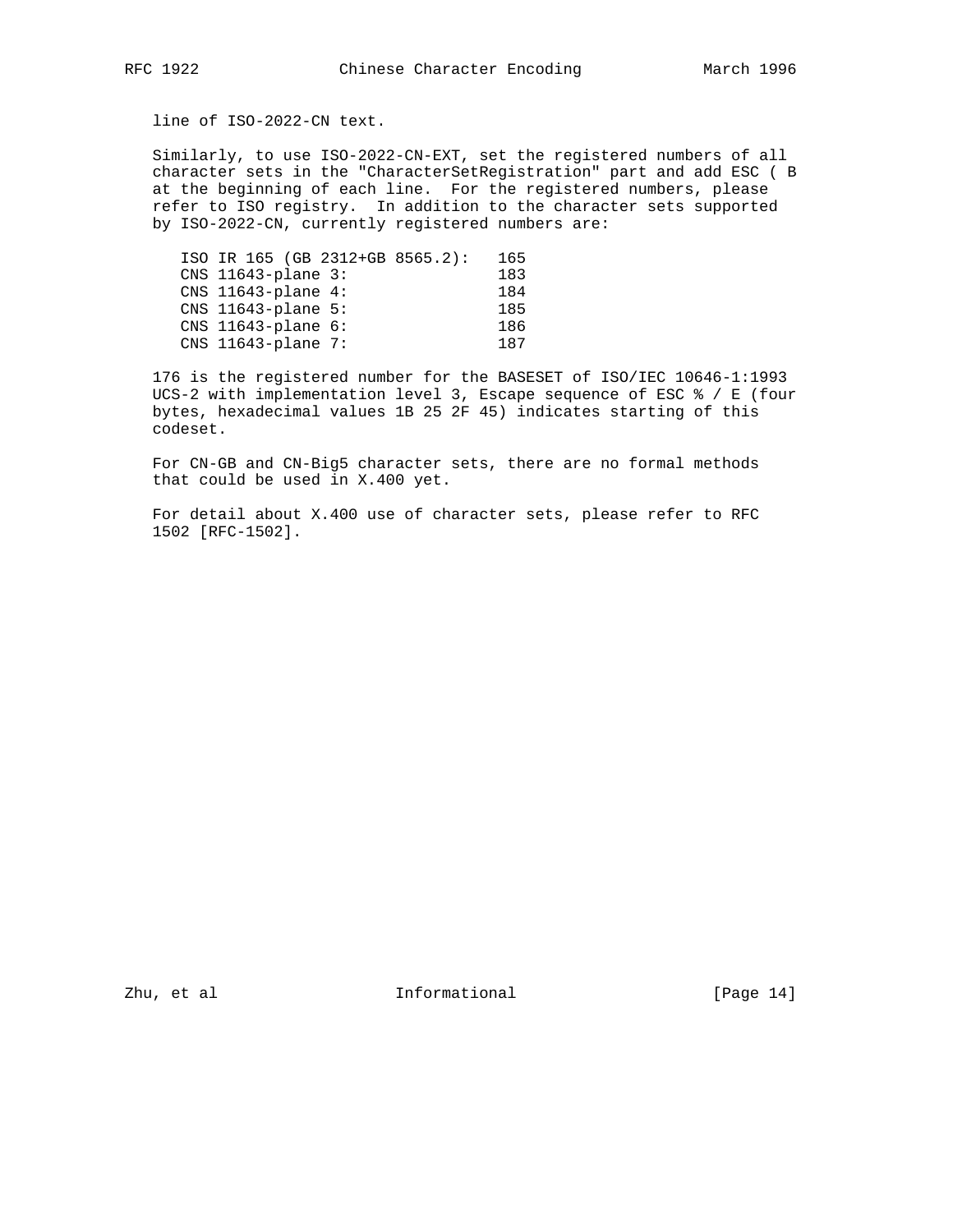line of ISO-2022-CN text.

Similarly, to use ISO-2022-CN-EXT, set the registered numbers of all character sets in the "CharacterSetRegistration" part and add ESC ( B at the beginning of each line. For the registered numbers, please refer to ISO registry. In addition to the character sets supported by ISO-2022-CN, currently registered numbers are:

```
ISO IR 165 (GB 2312+GB 8565.2):   165
CNS 11643-plane 3:                183
CNS 11643-plane 4:                184
CNS 11643-plane 5:                185
CNS 11643-plane 6:                186
CNS 11643-plane 7:                187
```

176 is the registered number for the BASESET of ISO/IEC 10646-1:1993 UCS-2 with implementation level 3, Escape sequence of ESC % / E (four bytes, hexadecimal values 1B 25 2F 45) indicates starting of this codeset.

For CN-GB and CN-Big5 character sets, there are no formal methods that could be used in X.400 yet.

For detail about X.400 use of character sets, please refer to RFC 1502 [RFC-1502].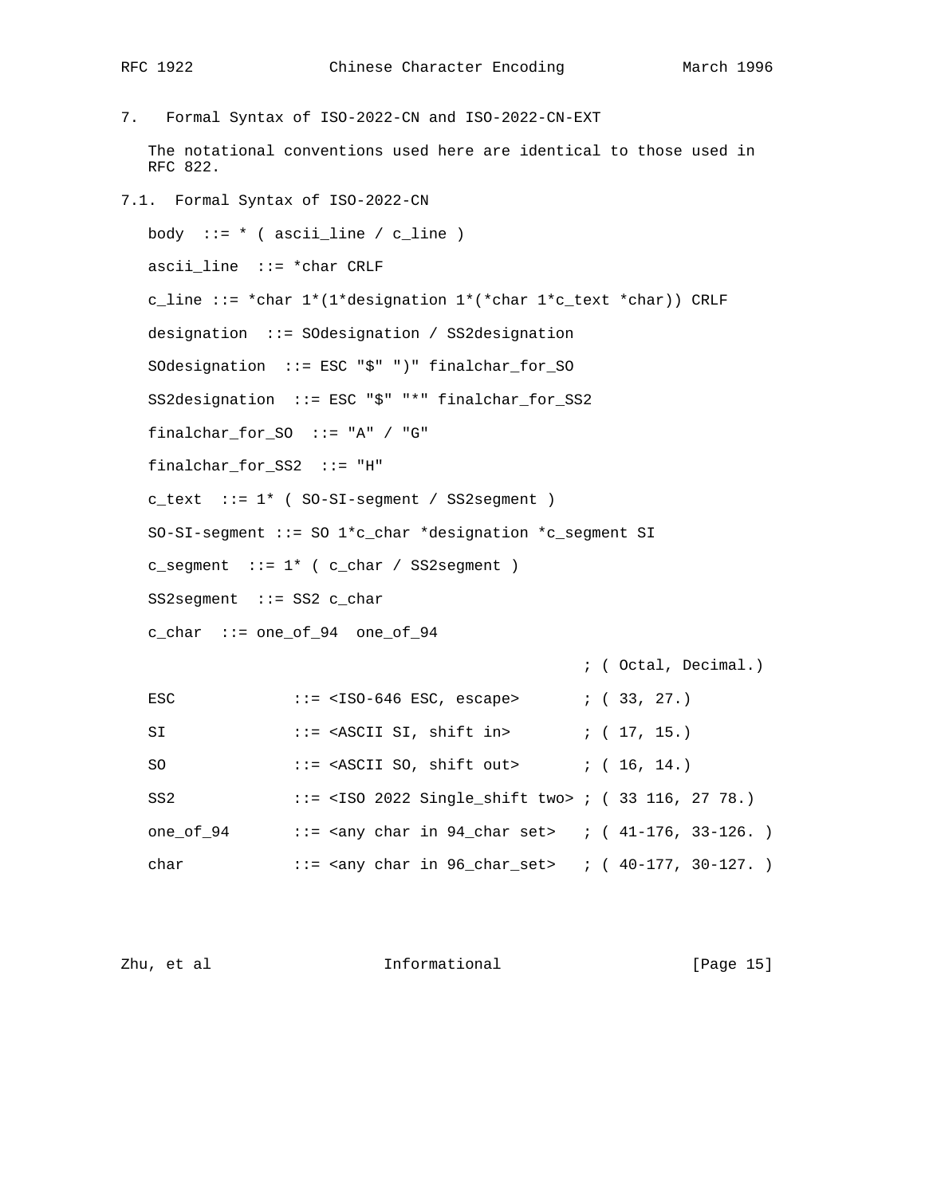## 7. Formal Syntax of ISO-2022-CN and ISO-2022-CN-EXT

The notational conventions used here are identical to those used in RFC 822.

### 7.1. Formal Syntax of ISO-2022-CN

```
body  ::= * ( ascii_line / c_line )

ascii_line  ::= *char CRLF

c_line ::= *char 1*(1*designation 1*(*char 1*c_text *char)) CRLF

designation  ::= SOdesignation / SS2designation

SOdesignation  ::= ESC "$" ")" finalchar_for_SO

SS2designation  ::= ESC "$" "*" finalchar_for_SS2

finalchar_for_SO  ::= "A" / "G"

finalchar_for_SS2  ::= "H"

c_text  ::= 1* ( SO-SI-segment / SS2segment )

SO-SI-segment ::= SO 1*c_char *designation *c_segment SI

c_segment  ::= 1* ( c_char / SS2segment )

SS2segment  ::= SS2 c_char

c_char  ::= one_of_94  one_of_94

                                             ; ( Octal, Decimal.)

ESC            ::= <ISO-646 ESC, escape>       ; ( 33, 27.)

SI             ::= <ASCII SI, shift in>        ; ( 17, 15.)

SO             ::= <ASCII SO, shift out>       ; ( 16, 14.)

SS2            ::= <ISO 2022 Single_shift two> ; ( 33 116, 27 78.)

one_of_94      ::= <any char in 94_char set>   ; ( 41-176, 33-126. )

char           ::= <any char in 96_char_set>   ; ( 40-177, 30-127. )
```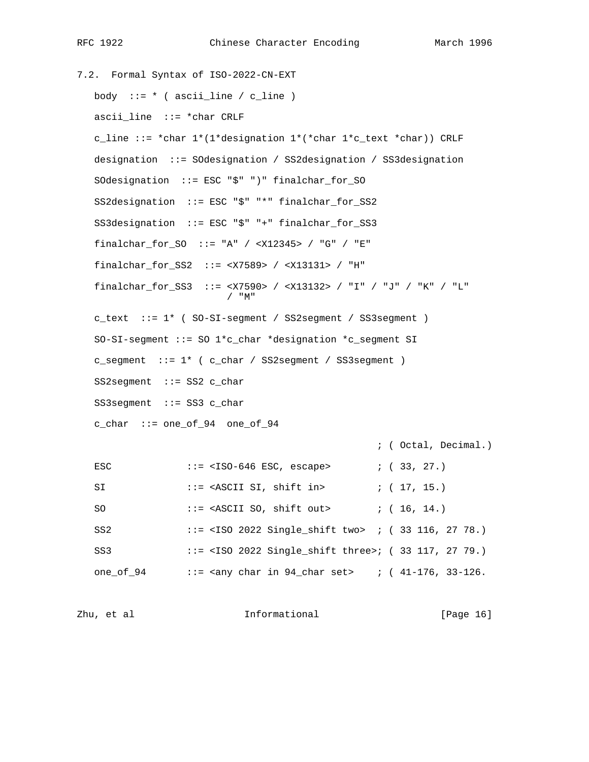## 7.2. Formal Syntax of ISO-2022-CN-EXT

```
body  ::= * ( ascii_line / c_line )

ascii_line  ::= *char CRLF

c_line ::= *char 1*(1*designation 1*(*char 1*c_text *char)) CRLF

designation  ::= SOdesignation / SS2designation / SS3designation

SOdesignation  ::= ESC "$" ")" finalchar_for_SO

SS2designation  ::= ESC "$" "*" finalchar_for_SS2

SS3designation  ::= ESC "$" "+" finalchar_for_SS3

finalchar_for_SO  ::= "A" / <X12345> / "G" / "E"

finalchar_for_SS2  ::= <X7589> / <X13131> / "H"

finalchar_for_SS3  ::= <X7590> / <X13132> / "I" / "J" / "K" / "L"
                       / "M"

c_text  ::= 1* ( SO-SI-segment / SS2segment / SS3segment )

SO-SI-segment ::= SO 1*c_char *designation *c_segment SI

c_segment  ::= 1* ( c_char / SS2segment / SS3segment )

SS2segment  ::= SS2 c_char

SS3segment  ::= SS3 c_char

c_char  ::= one_of_94  one_of_94

                                              ; ( Octal, Decimal.)

ESC            ::= <ISO-646 ESC, escape>        ; ( 33, 27.)

SI             ::= <ASCII SI, shift in>         ; ( 17, 15.)

SO             ::= <ASCII SO, shift out>        ; ( 16, 14.)

SS2            ::= <ISO 2022 Single_shift two>  ; ( 33 116, 27 78.)

SS3            ::= <ISO 2022 Single_shift three>; ( 33 117, 27 79.)

one_of_94      ::= <any char in 94_char set>    ; ( 41-176, 33-126.
```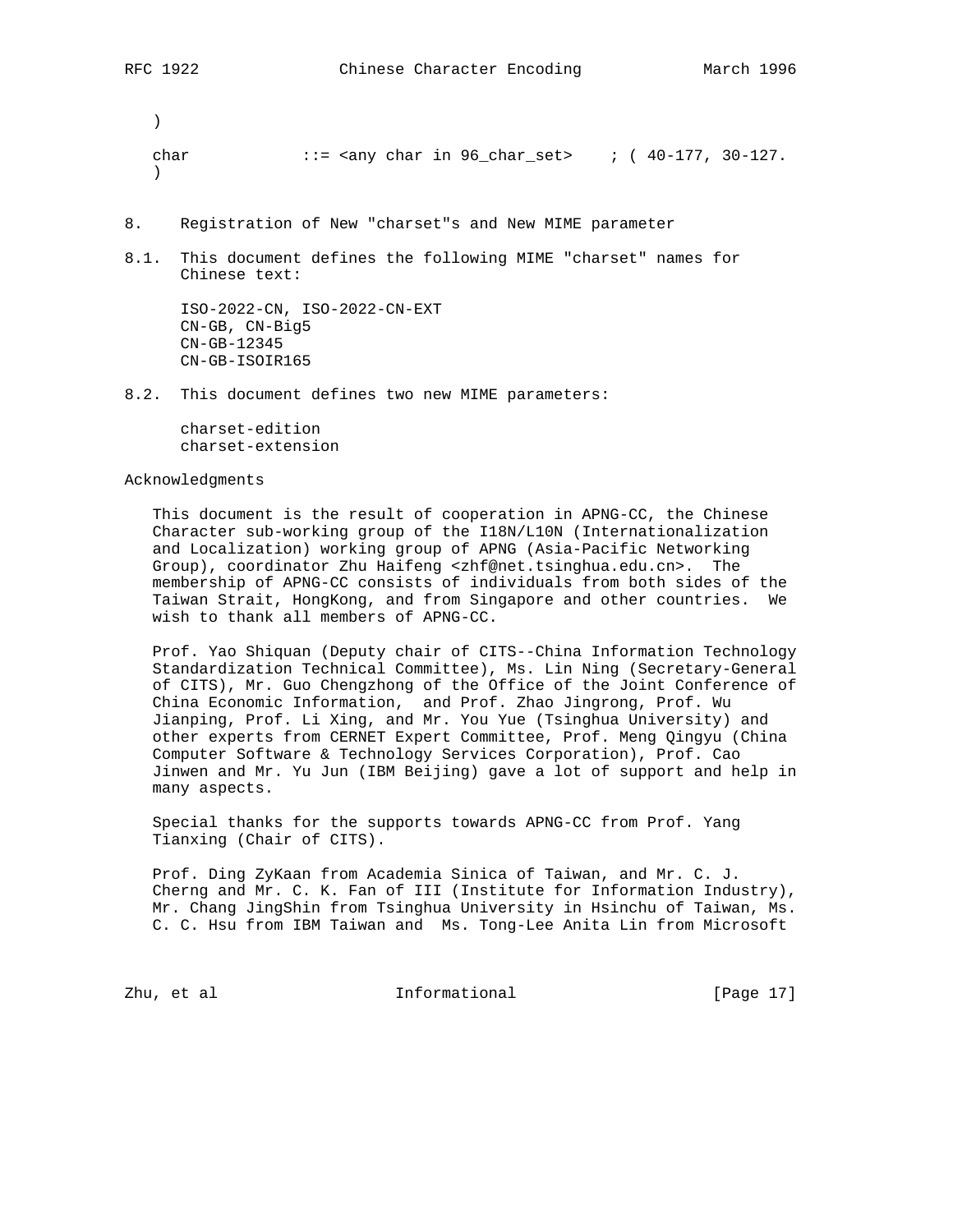```
   )

   char           ::= <any char in 96_char_set>    ; ( 40-177, 30-127.
   )
```

8. Registration of New "charset"s and New MIME parameter

8.1. This document defines the following MIME "charset" names for Chinese text:

```
      ISO-2022-CN, ISO-2022-CN-EXT
      CN-GB, CN-Big5
      CN-GB-12345
      CN-GB-ISOIR165
```

8.2. This document defines two new MIME parameters:

```
      charset-edition
      charset-extension
```

Acknowledgments

This document is the result of cooperation in APNG-CC, the Chinese Character sub-working group of the I18N/L10N (Internationalization and Localization) working group of APNG (Asia-Pacific Networking Group), coordinator Zhu Haifeng <zhf@net.tsinghua.edu.cn>. The membership of APNG-CC consists of individuals from both sides of the Taiwan Strait, HongKong, and from Singapore and other countries. We wish to thank all members of APNG-CC.

Prof. Yao Shiquan (Deputy chair of CITS--China Information Technology Standardization Technical Committee), Ms. Lin Ning (Secretary-General of CITS), Mr. Guo Chengzhong of the Office of the Joint Conference of China Economic Information, and Prof. Zhao Jingrong, Prof. Wu Jianping, Prof. Li Xing, and Mr. You Yue (Tsinghua University) and other experts from CERNET Expert Committee, Prof. Meng Qingyu (China Computer Software & Technology Services Corporation), Prof. Cao Jinwen and Mr. Yu Jun (IBM Beijing) gave a lot of support and help in many aspects.

Special thanks for the supports towards APNG-CC from Prof. Yang Tianxing (Chair of CITS).

Prof. Ding ZyKaan from Academia Sinica of Taiwan, and Mr. C. J. Cherng and Mr. C. K. Fan of III (Institute for Information Industry), Mr. Chang JingShin from Tsinghua University in Hsinchu of Taiwan, Ms. C. C. Hsu from IBM Taiwan and Ms. Tong-Lee Anita Lin from Microsoft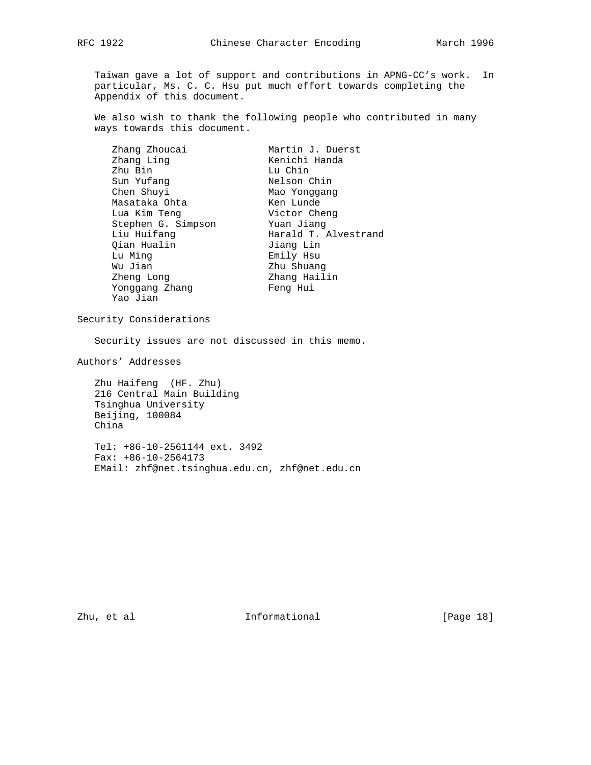Taiwan gave a lot of support and contributions in APNG-CC's work. In particular, Ms. C. C. Hsu put much effort towards completing the Appendix of this document.

We also wish to thank the following people who contributed in many ways towards this document.

| | |
|---|---|
| Zhang Zhoucai | Martin J. Duerst |
| Zhang Ling | Kenichi Handa |
| Zhu Bin | Lu Chin |
| Sun Yufang | Nelson Chin |
| Chen Shuyi | Mao Yonggang |
| Masataka Ohta | Ken Lunde |
| Lua Kim Teng | Victor Cheng |
| Stephen G. Simpson | Yuan Jiang |
| Liu Huifang | Harald T. Alvestrand |
| Qian Hualin | Jiang Lin |
| Lu Ming | Emily Hsu |
| Wu Jian | Zhu Shuang |
| Zheng Long | Zhang Hailin |
| Yonggang Zhang | Feng Hui |
| Yao Jian | |

## Security Considerations

Security issues are not discussed in this memo.

## Authors' Addresses

Zhu Haifeng (HF. Zhu)
216 Central Main Building
Tsinghua University
Beijing, 100084
China

Tel: +86-10-2561144 ext. 3492
Fax: +86-10-2564173
EMail: zhf@net.tsinghua.edu.cn, zhf@net.edu.cn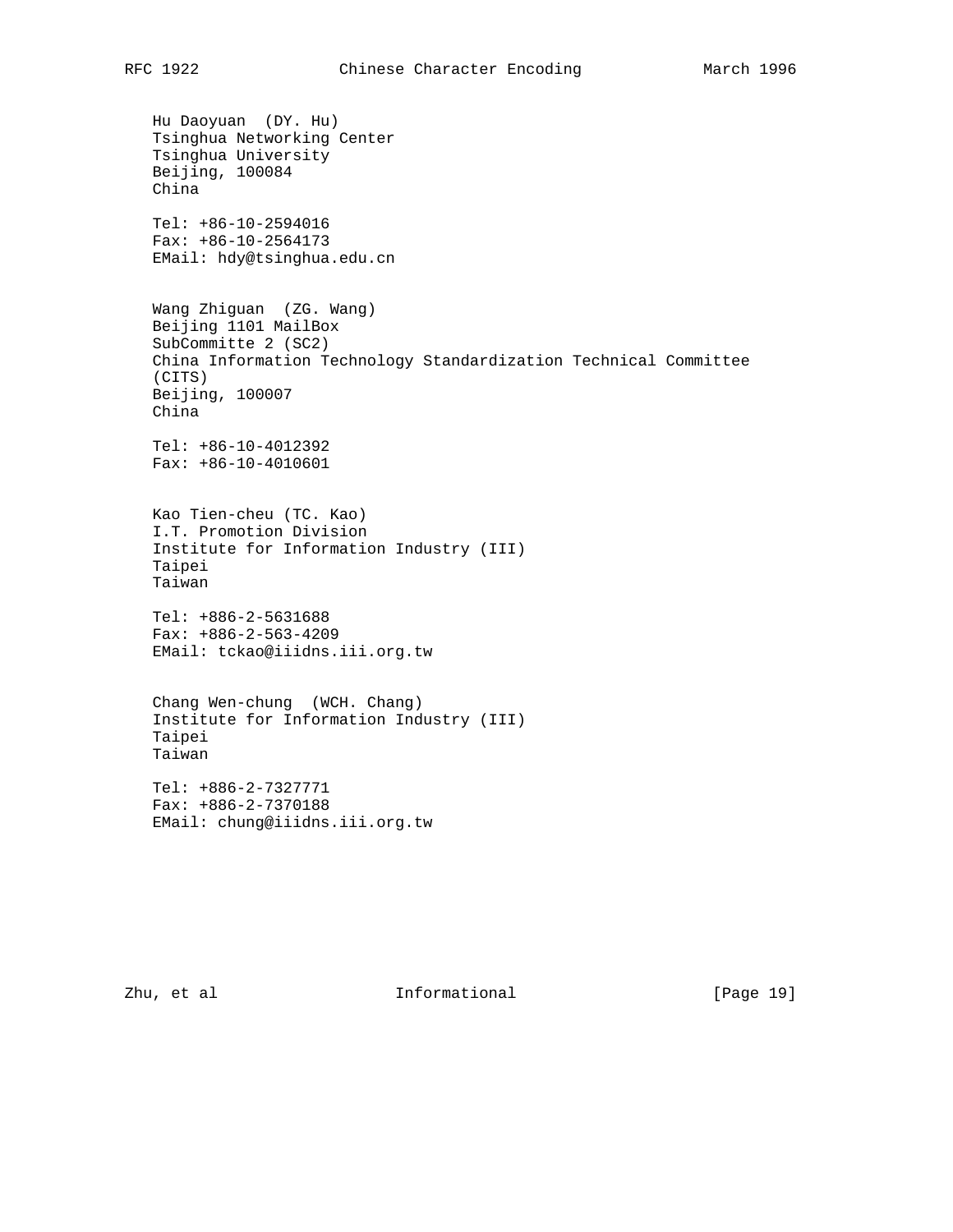Hu Daoyuan  (DY. Hu)
Tsinghua Networking Center
Tsinghua University
Beijing, 100084
China

Tel: +86-10-2594016
Fax: +86-10-2564173
EMail: hdy@tsinghua.edu.cn

Wang Zhiguan  (ZG. Wang)
Beijing 1101 MailBox
SubCommitte 2 (SC2)
China Information Technology Standardization Technical Committee
(CITS)
Beijing, 100007
China

Tel: +86-10-4012392
Fax: +86-10-4010601

Kao Tien-cheu (TC. Kao)
I.T. Promotion Division
Institute for Information Industry (III)
Taipei
Taiwan

Tel: +886-2-5631688
Fax: +886-2-563-4209
EMail: tckao@iiidns.iii.org.tw

Chang Wen-chung  (WCH. Chang)
Institute for Information Industry (III)
Taipei
Taiwan

Tel: +886-2-7327771
Fax: +886-2-7370188
EMail: chung@iiidns.iii.org.tw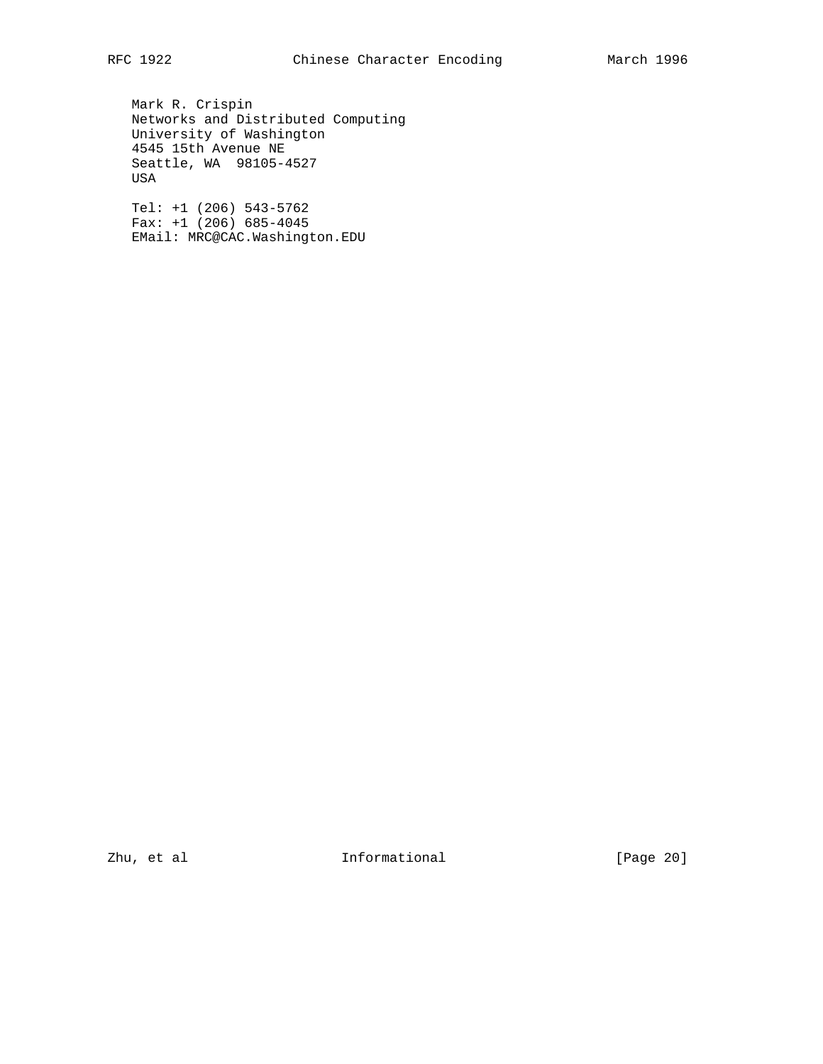Mark R. Crispin
Networks and Distributed Computing
University of Washington
4545 15th Avenue NE
Seattle, WA  98105-4527
USA

Tel: +1 (206) 543-5762
Fax: +1 (206) 685-4045
EMail: MRC@CAC.Washington.EDU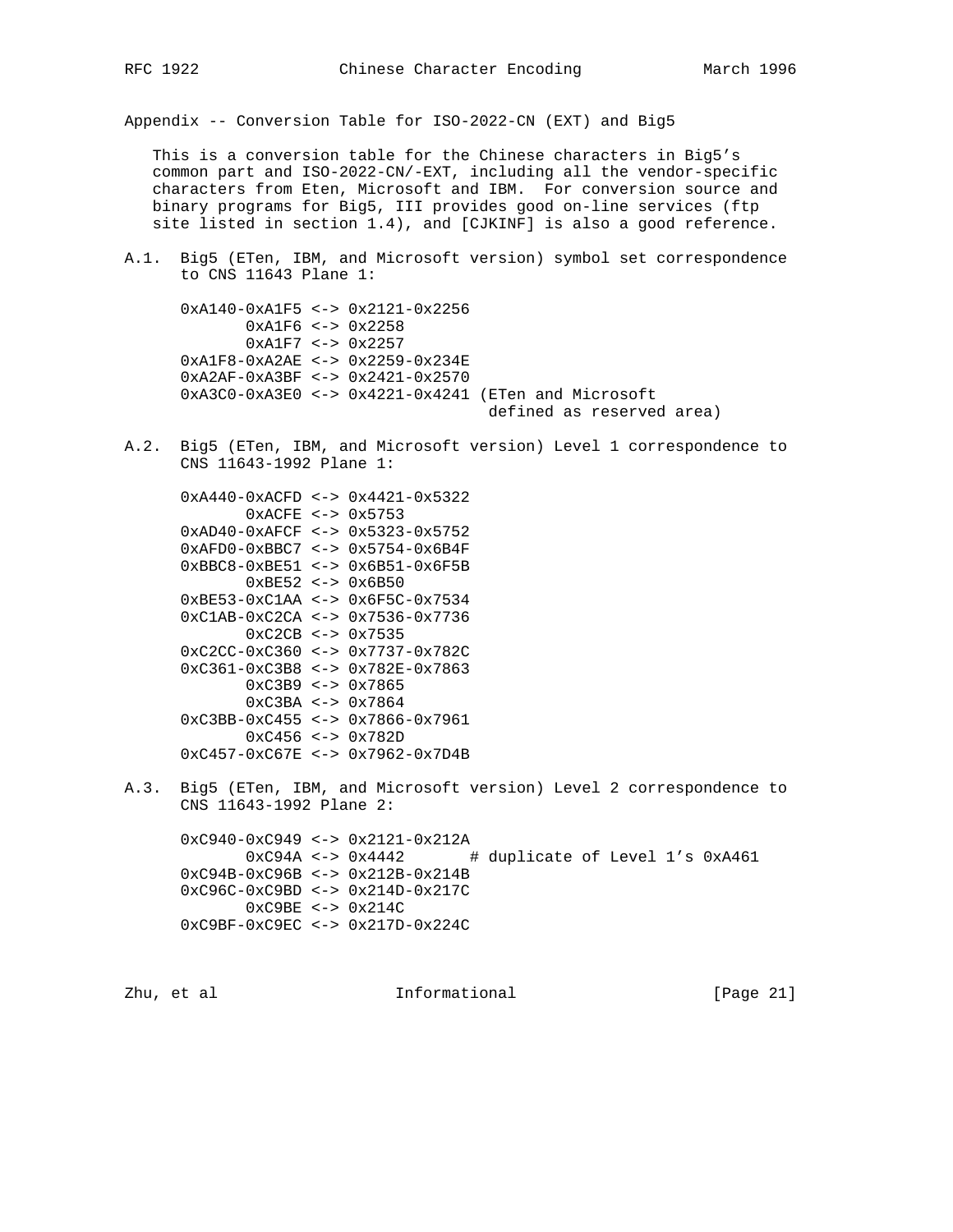## Appendix -- Conversion Table for ISO-2022-CN (EXT) and Big5

This is a conversion table for the Chinese characters in Big5's common part and ISO-2022-CN/-EXT, including all the vendor-specific characters from Eten, Microsoft and IBM. For conversion source and binary programs for Big5, III provides good on-line services (ftp site listed in section 1.4), and [CJKINF] is also a good reference.

### A.1. Big5 (ETen, IBM, and Microsoft version) symbol set correspondence to CNS 11643 Plane 1:

```
0xA140-0xA1F5 <-> 0x2121-0x2256
       0xA1F6 <-> 0x2258
       0xA1F7 <-> 0x2257
0xA1F8-0xA2AE <-> 0x2259-0x234E
0xA2AF-0xA3BF <-> 0x2421-0x2570
0xA3C0-0xA3E0 <-> 0x4221-0x4241 (ETen and Microsoft
                                  defined as reserved area)
```

### A.2. Big5 (ETen, IBM, and Microsoft version) Level 1 correspondence to CNS 11643-1992 Plane 1:

```
0xA440-0xACFD <-> 0x4421-0x5322
       0xACFE <-> 0x5753
0xAD40-0xAFCF <-> 0x5323-0x5752
0xAFD0-0xBBC7 <-> 0x5754-0x6B4F
0xBBC8-0xBE51 <-> 0x6B51-0x6F5B
       0xBE52 <-> 0x6B50
0xBE53-0xC1AA <-> 0x6F5C-0x7534
0xC1AB-0xC2CA <-> 0x7536-0x7736
       0xC2CB <-> 0x7535
0xC2CC-0xC360 <-> 0x7737-0x782C
0xC361-0xC3B8 <-> 0x782E-0x7863
       0xC3B9 <-> 0x7865
       0xC3BA <-> 0x7864
0xC3BB-0xC455 <-> 0x7866-0x7961
       0xC456 <-> 0x782D
0xC457-0xC67E <-> 0x7962-0x7D4B
```

### A.3. Big5 (ETen, IBM, and Microsoft version) Level 2 correspondence to CNS 11643-1992 Plane 2:

```
0xC940-0xC949 <-> 0x2121-0x212A
       0xC94A <-> 0x4442       # duplicate of Level 1's 0xA461
0xC94B-0xC96B <-> 0x212B-0x214B
0xC96C-0xC9BD <-> 0x214D-0x217C
       0xC9BE <-> 0x214C
0xC9BF-0xC9EC <-> 0x217D-0x224C
```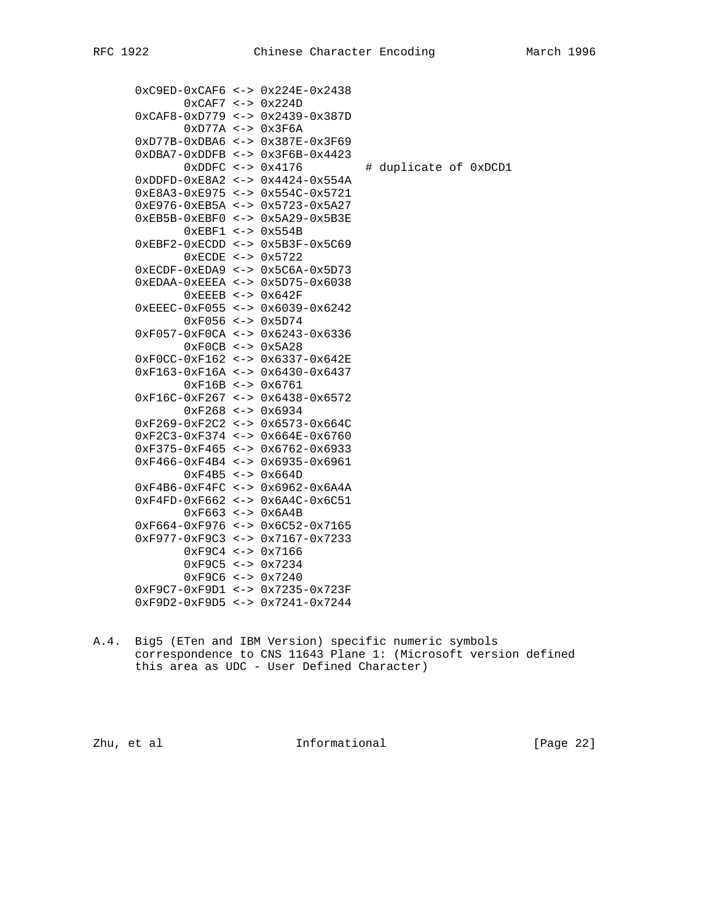```
      0xC9ED-0xCAF6 <-> 0x224E-0x2438
             0xCAF7 <-> 0x224D
      0xCAF8-0xD779 <-> 0x2439-0x387D
             0xD77A <-> 0x3F6A
      0xD77B-0xDBA6 <-> 0x387E-0x3F69
      0xDBA7-0xDDFB <-> 0x3F6B-0x4423
             0xDDFC <-> 0x4176         # duplicate of 0xDCD1
      0xDDFD-0xE8A2 <-> 0x4424-0x554A
      0xE8A3-0xE975 <-> 0x554C-0x5721
      0xE976-0xEB5A <-> 0x5723-0x5A27
      0xEB5B-0xEBF0 <-> 0x5A29-0x5B3E
             0xEBF1 <-> 0x554B
      0xEBF2-0xECDD <-> 0x5B3F-0x5C69
             0xECDE <-> 0x5722
      0xECDF-0xEDA9 <-> 0x5C6A-0x5D73
      0xEDAA-0xEEEA <-> 0x5D75-0x6038
             0xEEEB <-> 0x642F
      0xEEEC-0xF055 <-> 0x6039-0x6242
             0xF056 <-> 0x5D74
      0xF057-0xF0CA <-> 0x6243-0x6336
             0xF0CB <-> 0x5A28
      0xF0CC-0xF162 <-> 0x6337-0x642E
      0xF163-0xF16A <-> 0x6430-0x6437
             0xF16B <-> 0x6761
      0xF16C-0xF267 <-> 0x6438-0x6572
             0xF268 <-> 0x6934
      0xF269-0xF2C2 <-> 0x6573-0x664C
      0xF2C3-0xF374 <-> 0x664E-0x6760
      0xF375-0xF465 <-> 0x6762-0x6933
      0xF466-0xF4B4 <-> 0x6935-0x6961
             0xF4B5 <-> 0x664D
      0xF4B6-0xF4FC <-> 0x6962-0x6A4A
      0xF4FD-0xF662 <-> 0x6A4C-0x6C51
             0xF663 <-> 0x6A4B
      0xF664-0xF976 <-> 0x6C52-0x7165
      0xF977-0xF9C3 <-> 0x7167-0x7233
             0xF9C4 <-> 0x7166
             0xF9C5 <-> 0x7234
             0xF9C6 <-> 0x7240
      0xF9C7-0xF9D1 <-> 0x7235-0x723F
      0xF9D2-0xF9D5 <-> 0x7241-0x7244
```

A.4. Big5 (ETen and IBM Version) specific numeric symbols correspondence to CNS 11643 Plane 1: (Microsoft version defined this area as UDC - User Defined Character)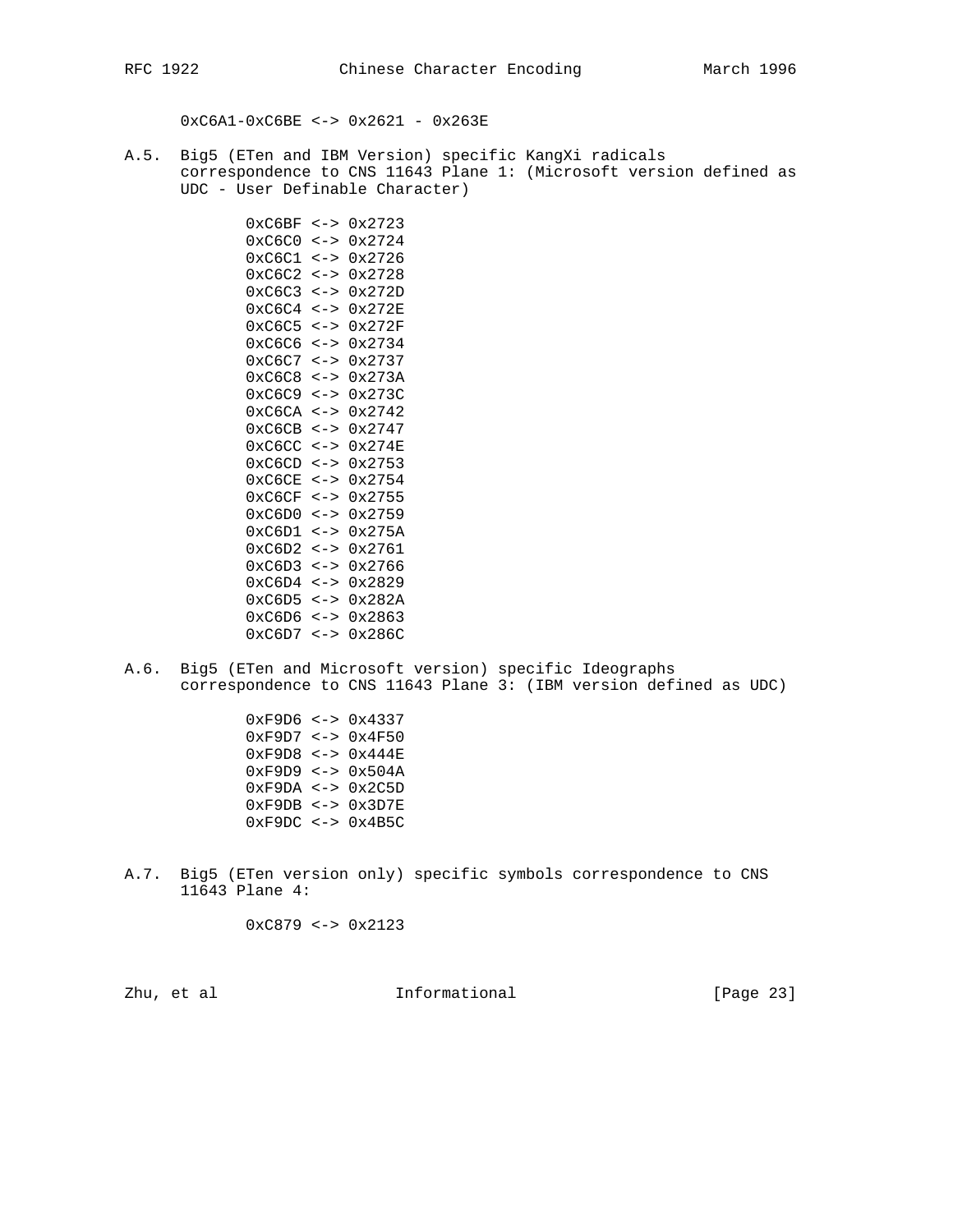0xC6A1-0xC6BE <-> 0x2621 - 0x263E

A.5. Big5 (ETen and IBM Version) specific KangXi radicals correspondence to CNS 11643 Plane 1: (Microsoft version defined as UDC - User Definable Character)

```
0xC6BF <-> 0x2723
0xC6C0 <-> 0x2724
0xC6C1 <-> 0x2726
0xC6C2 <-> 0x2728
0xC6C3 <-> 0x272D
0xC6C4 <-> 0x272E
0xC6C5 <-> 0x272F
0xC6C6 <-> 0x2734
0xC6C7 <-> 0x2737
0xC6C8 <-> 0x273A
0xC6C9 <-> 0x273C
0xC6CA <-> 0x2742
0xC6CB <-> 0x2747
0xC6CC <-> 0x274E
0xC6CD <-> 0x2753
0xC6CE <-> 0x2754
0xC6CF <-> 0x2755
0xC6D0 <-> 0x2759
0xC6D1 <-> 0x275A
0xC6D2 <-> 0x2761
0xC6D3 <-> 0x2766
0xC6D4 <-> 0x2829
0xC6D5 <-> 0x282A
0xC6D6 <-> 0x2863
0xC6D7 <-> 0x286C
```

A.6. Big5 (ETen and Microsoft version) specific Ideographs correspondence to CNS 11643 Plane 3: (IBM version defined as UDC)

```
0xF9D6 <-> 0x4337
0xF9D7 <-> 0x4F50
0xF9D8 <-> 0x444E
0xF9D9 <-> 0x504A
0xF9DA <-> 0x2C5D
0xF9DB <-> 0x3D7E
0xF9DC <-> 0x4B5C
```

A.7. Big5 (ETen version only) specific symbols correspondence to CNS 11643 Plane 4:

```
0xC879 <-> 0x2123
```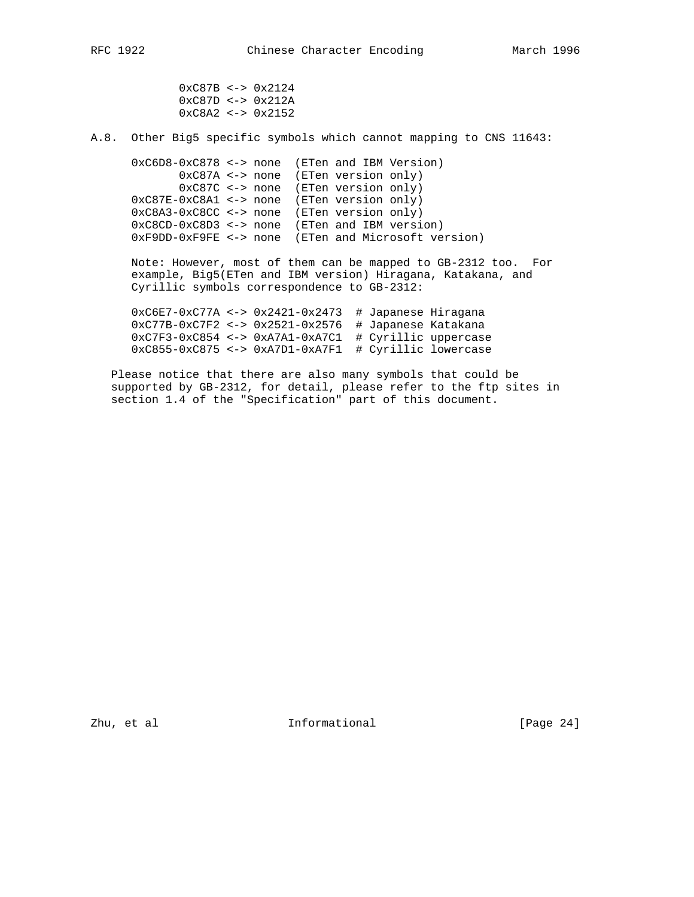```
        0xC87B <-> 0x2124
        0xC87D <-> 0x212A
        0xC8A2 <-> 0x2152
```

A.8. Other Big5 specific symbols which cannot mapping to CNS 11643:

```
   0xC6D8-0xC878 <-> none  (ETen and IBM Version)
          0xC87A <-> none  (ETen version only)
          0xC87C <-> none  (ETen version only)
   0xC87E-0xC8A1 <-> none  (ETen version only)
   0xC8A3-0xC8CC <-> none  (ETen version only)
   0xC8CD-0xC8D3 <-> none  (ETen and IBM version)
   0xF9DD-0xF9FE <-> none  (ETen and Microsoft version)
```

Note: However, most of them can be mapped to GB-2312 too. For example, Big5(ETen and IBM version) Hiragana, Katakana, and Cyrillic symbols correspondence to GB-2312:

```
   0xC6E7-0xC77A <-> 0x2421-0x2473  # Japanese Hiragana
   0xC77B-0xC7F2 <-> 0x2521-0x2576  # Japanese Katakana
   0xC7F3-0xC854 <-> 0xA7A1-0xA7C1  # Cyrillic uppercase
   0xC855-0xC875 <-> 0xA7D1-0xA7F1  # Cyrillic lowercase
```

Please notice that there are also many symbols that could be supported by GB-2312, for detail, please refer to the ftp sites in section 1.4 of the "Specification" part of this document.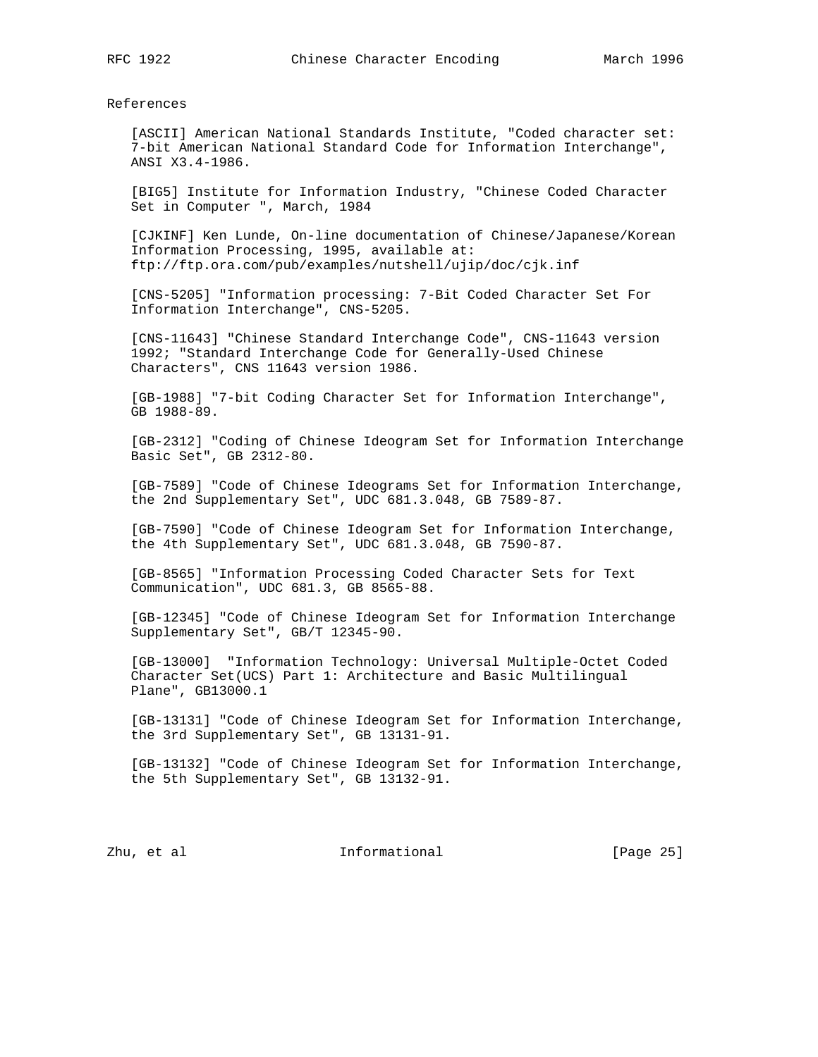## References

[ASCII] American National Standards Institute, "Coded character set: 7-bit American National Standard Code for Information Interchange", ANSI X3.4-1986.

[BIG5] Institute for Information Industry, "Chinese Coded Character Set in Computer ", March, 1984

[CJKINF] Ken Lunde, On-line documentation of Chinese/Japanese/Korean Information Processing, 1995, available at: ftp://ftp.ora.com/pub/examples/nutshell/ujip/doc/cjk.inf

[CNS-5205] "Information processing: 7-Bit Coded Character Set For Information Interchange", CNS-5205.

[CNS-11643] "Chinese Standard Interchange Code", CNS-11643 version 1992; "Standard Interchange Code for Generally-Used Chinese Characters", CNS 11643 version 1986.

[GB-1988] "7-bit Coding Character Set for Information Interchange", GB 1988-89.

[GB-2312] "Coding of Chinese Ideogram Set for Information Interchange Basic Set", GB 2312-80.

[GB-7589] "Code of Chinese Ideograms Set for Information Interchange, the 2nd Supplementary Set", UDC 681.3.048, GB 7589-87.

[GB-7590] "Code of Chinese Ideogram Set for Information Interchange, the 4th Supplementary Set", UDC 681.3.048, GB 7590-87.

[GB-8565] "Information Processing Coded Character Sets for Text Communication", UDC 681.3, GB 8565-88.

[GB-12345] "Code of Chinese Ideogram Set for Information Interchange Supplementary Set", GB/T 12345-90.

[GB-13000] "Information Technology: Universal Multiple-Octet Coded Character Set(UCS) Part 1: Architecture and Basic Multilingual Plane", GB13000.1

[GB-13131] "Code of Chinese Ideogram Set for Information Interchange, the 3rd Supplementary Set", GB 13131-91.

[GB-13132] "Code of Chinese Ideogram Set for Information Interchange, the 5th Supplementary Set", GB 13132-91.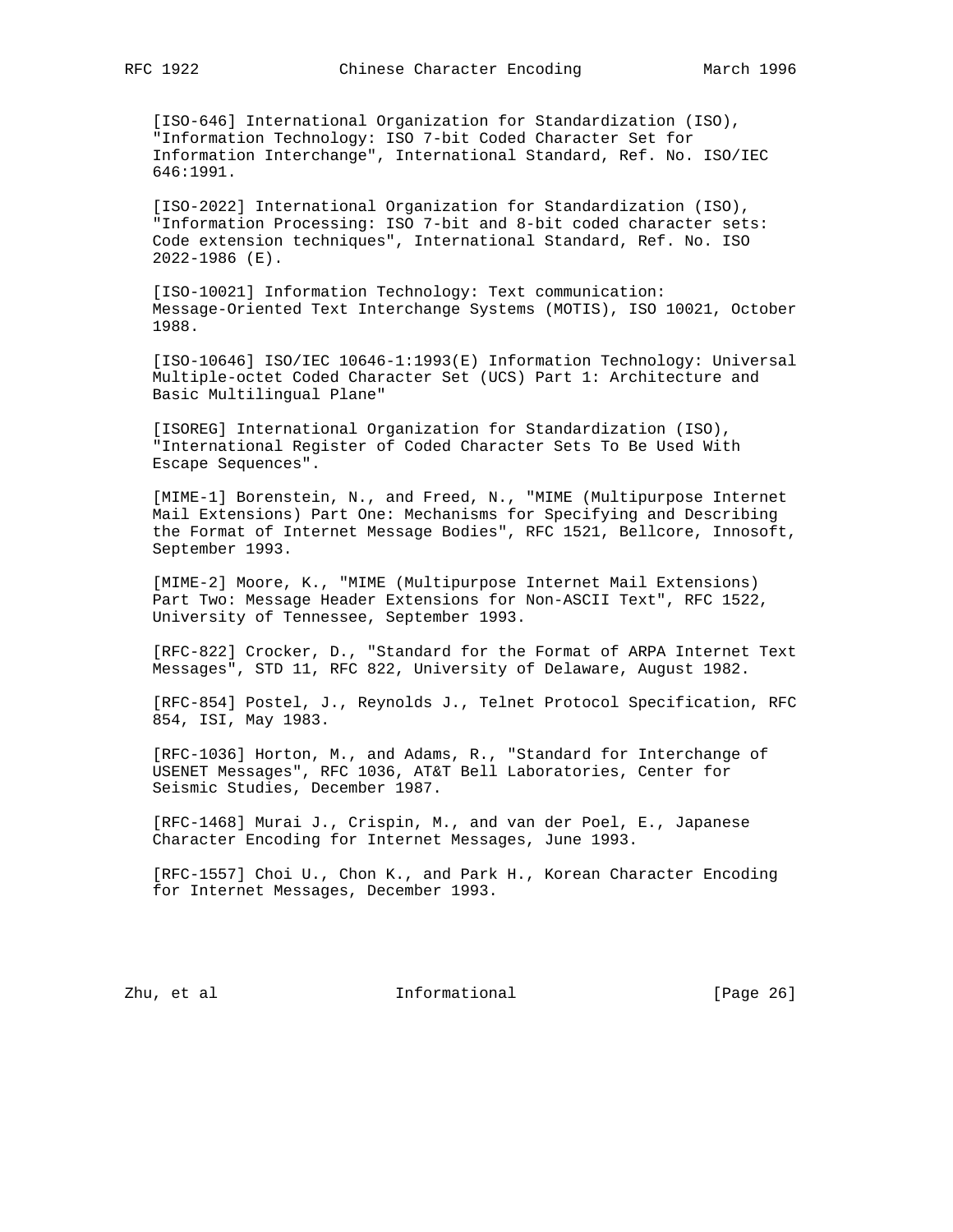[ISO-646] International Organization for Standardization (ISO), "Information Technology: ISO 7-bit Coded Character Set for Information Interchange", International Standard, Ref. No. ISO/IEC 646:1991.

[ISO-2022] International Organization for Standardization (ISO), "Information Processing: ISO 7-bit and 8-bit coded character sets: Code extension techniques", International Standard, Ref. No. ISO 2022-1986 (E).

[ISO-10021] Information Technology: Text communication: Message-Oriented Text Interchange Systems (MOTIS), ISO 10021, October 1988.

[ISO-10646] ISO/IEC 10646-1:1993(E) Information Technology: Universal Multiple-octet Coded Character Set (UCS) Part 1: Architecture and Basic Multilingual Plane"

[ISOREG] International Organization for Standardization (ISO), "International Register of Coded Character Sets To Be Used With Escape Sequences".

[MIME-1] Borenstein, N., and Freed, N., "MIME (Multipurpose Internet Mail Extensions) Part One: Mechanisms for Specifying and Describing the Format of Internet Message Bodies", RFC 1521, Bellcore, Innosoft, September 1993.

[MIME-2] Moore, K., "MIME (Multipurpose Internet Mail Extensions) Part Two: Message Header Extensions for Non-ASCII Text", RFC 1522, University of Tennessee, September 1993.

[RFC-822] Crocker, D., "Standard for the Format of ARPA Internet Text Messages", STD 11, RFC 822, University of Delaware, August 1982.

[RFC-854] Postel, J., Reynolds J., Telnet Protocol Specification, RFC 854, ISI, May 1983.

[RFC-1036] Horton, M., and Adams, R., "Standard for Interchange of USENET Messages", RFC 1036, AT&T Bell Laboratories, Center for Seismic Studies, December 1987.

[RFC-1468] Murai J., Crispin, M., and van der Poel, E., Japanese Character Encoding for Internet Messages, June 1993.

[RFC-1557] Choi U., Chon K., and Park H., Korean Character Encoding for Internet Messages, December 1993.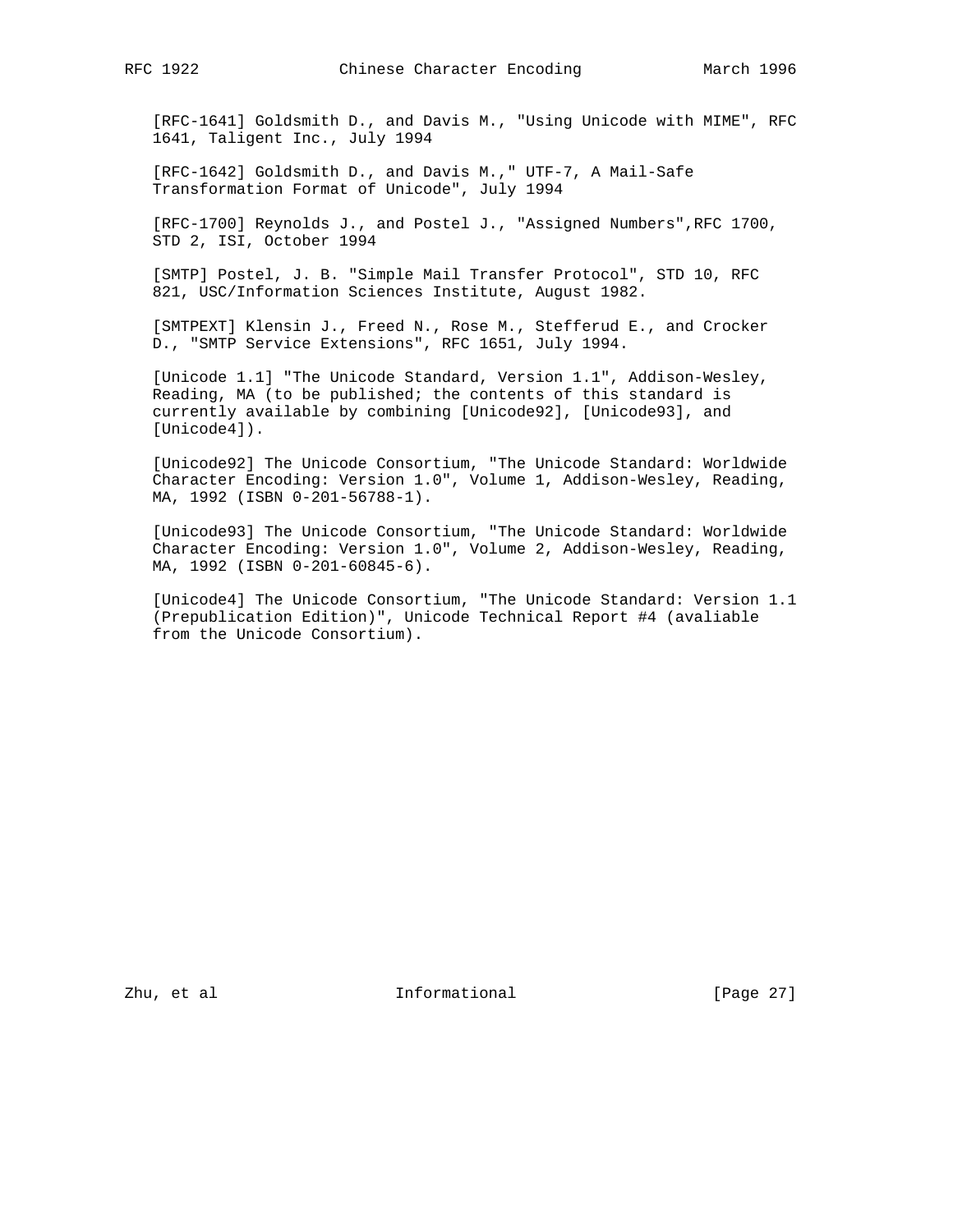[RFC-1641] Goldsmith D., and Davis M., "Using Unicode with MIME", RFC 1641, Taligent Inc., July 1994

[RFC-1642] Goldsmith D., and Davis M.," UTF-7, A Mail-Safe Transformation Format of Unicode", July 1994

[RFC-1700] Reynolds J., and Postel J., "Assigned Numbers",RFC 1700, STD 2, ISI, October 1994

[SMTP] Postel, J. B. "Simple Mail Transfer Protocol", STD 10, RFC 821, USC/Information Sciences Institute, August 1982.

[SMTPEXT] Klensin J., Freed N., Rose M., Stefferud E., and Crocker D., "SMTP Service Extensions", RFC 1651, July 1994.

[Unicode 1.1] "The Unicode Standard, Version 1.1", Addison-Wesley, Reading, MA (to be published; the contents of this standard is currently available by combining [Unicode92], [Unicode93], and [Unicode4]).

[Unicode92] The Unicode Consortium, "The Unicode Standard: Worldwide Character Encoding: Version 1.0", Volume 1, Addison-Wesley, Reading, MA, 1992 (ISBN 0-201-56788-1).

[Unicode93] The Unicode Consortium, "The Unicode Standard: Worldwide Character Encoding: Version 1.0", Volume 2, Addison-Wesley, Reading, MA, 1992 (ISBN 0-201-60845-6).

[Unicode4] The Unicode Consortium, "The Unicode Standard: Version 1.1 (Prepublication Edition)", Unicode Technical Report #4 (avaliable from the Unicode Consortium).